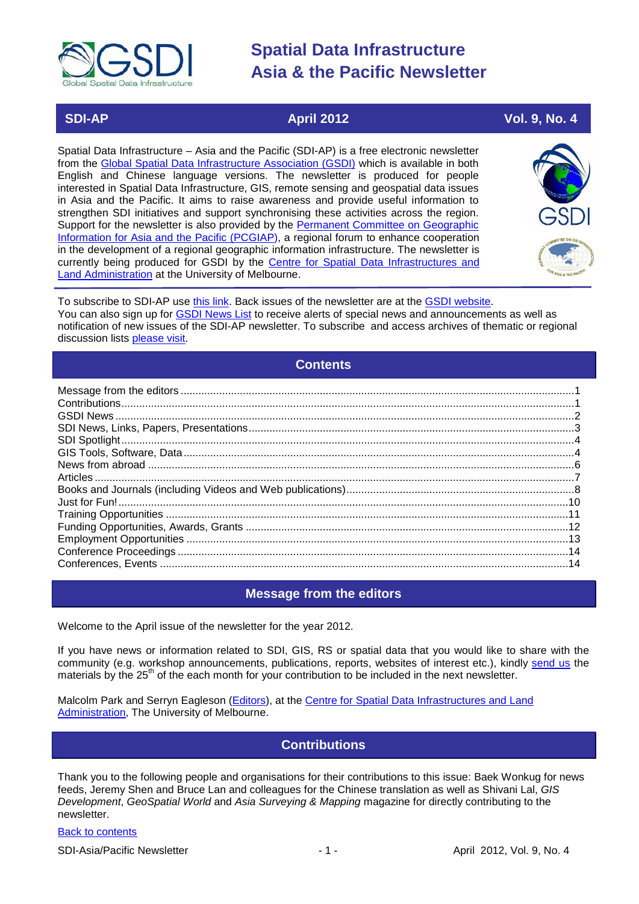# Spatial Data Infrastructure Asia & the Pacific Newsletter

**SDI-AP** | **April 2012** | **Vol. 9, No. 4**

Spatial Data Infrastructure – Asia and the Pacific (SDI-AP) is a free electronic newsletter from the Global Spatial Data Infrastructure Association (GSDI) which is available in both English and Chinese language versions. The newsletter is produced for people interested in Spatial Data Infrastructure, GIS, remote sensing and geospatial data issues in Asia and the Pacific. It aims to raise awareness and provide useful information to strengthen SDI initiatives and support synchronising these activities across the region. Support for the newsletter is also provided by the Permanent Committee on Geographic Information for Asia and the Pacific (PCGIAP), a regional forum to enhance cooperation in the development of a regional geographic information infrastructure. The newsletter is currently being produced for GSDI by the Centre for Spatial Data Infrastructures and Land Administration at the University of Melbourne.

To subscribe to SDI-AP use this link. Back issues of the newsletter are at the GSDI website.
You can also sign up for GSDI News List to receive alerts of special news and announcements as well as notification of new issues of the SDI-AP newsletter. To subscribe and access archives of thematic or regional discussion lists please visit.

## Contents

- Message from the editors ....1
- Contributions ....1
- GSDI News ....2
- SDI News, Links, Papers, Presentations ....3
- SDI Spotlight ....4
- GIS Tools, Software, Data ....4
- News from abroad ....6
- Articles ....7
- Books and Journals (including Videos and Web publications) ....8
- Just for Fun! ....10
- Training Opportunities ....11
- Funding Opportunities, Awards, Grants ....12
- Employment Opportunities ....13
- Conference Proceedings ....14
- Conferences, Events ....14

## Message from the editors

Welcome to the April issue of the newsletter for the year 2012.

If you have news or information related to SDI, GIS, RS or spatial data that you would like to share with the community (e.g. workshop announcements, publications, reports, websites of interest etc.), kindly send us the materials by the 25th of the each month for your contribution to be included in the next newsletter.

Malcolm Park and Serryn Eagleson (Editors), at the Centre for Spatial Data Infrastructures and Land Administration, The University of Melbourne.

## Contributions

Thank you to the following people and organisations for their contributions to this issue: Baek Wonkug for news feeds, Jeremy Shen and Bruce Lan and colleagues for the Chinese translation as well as Shivani Lal, *GIS Development*, *GeoSpatial World* and *Asia Surveying & Mapping* magazine for directly contributing to the newsletter.

Back to contents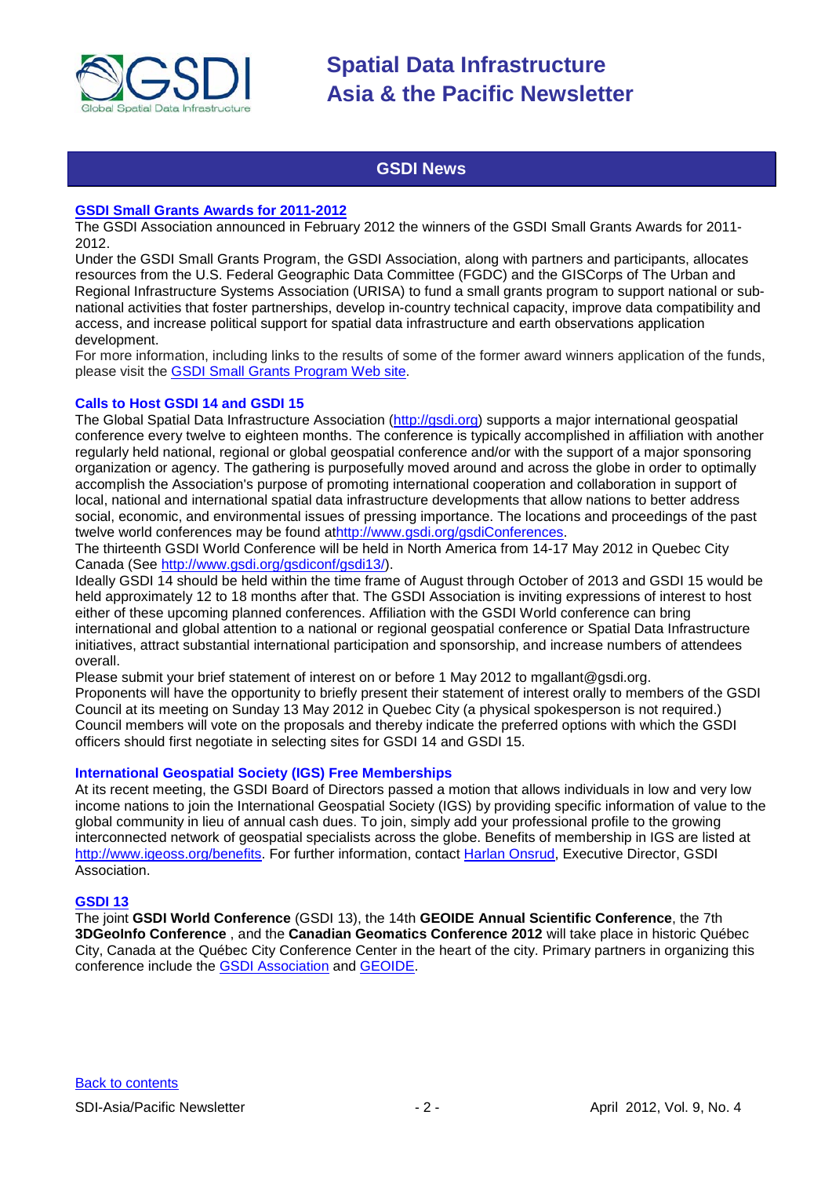## GSDI News

### [GSDI Small Grants Awards for 2011-2012]

The GSDI Association announced in February 2012 the winners of the GSDI Small Grants Awards for 2011-2012.

Under the GSDI Small Grants Program, the GSDI Association, along with partners and participants, allocates resources from the U.S. Federal Geographic Data Committee (FGDC) and the GISCorps of The Urban and Regional Infrastructure Systems Association (URISA) to fund a small grants program to support national or sub-national activities that foster partnerships, develop in-country technical capacity, improve data compatibility and access, and increase political support for spatial data infrastructure and earth observations application development.

For more information, including links to the results of some of the former award winners application of the funds, please visit the GSDI Small Grants Program Web site.

### Calls to Host GSDI 14 and GSDI 15

The Global Spatial Data Infrastructure Association (http://gsdi.org) supports a major international geospatial conference every twelve to eighteen months. The conference is typically accomplished in affiliation with another regularly held national, regional or global geospatial conference and/or with the support of a major sponsoring organization or agency. The gathering is purposefully moved around and across the globe in order to optimally accomplish the Association's purpose of promoting international cooperation and collaboration in support of local, national and international spatial data infrastructure developments that allow nations to better address social, economic, and environmental issues of pressing importance. The locations and proceedings of the past twelve world conferences may be found athttp://www.gsdi.org/gsdiConferences.

The thirteenth GSDI World Conference will be held in North America from 14-17 May 2012 in Quebec City Canada (See http://www.gsdi.org/gsdiconf/gsdi13/).

Ideally GSDI 14 should be held within the time frame of August through October of 2013 and GSDI 15 would be held approximately 12 to 18 months after that. The GSDI Association is inviting expressions of interest to host either of these upcoming planned conferences. Affiliation with the GSDI World conference can bring international and global attention to a national or regional geospatial conference or Spatial Data Infrastructure initiatives, attract substantial international participation and sponsorship, and increase numbers of attendees overall.

Please submit your brief statement of interest on or before 1 May 2012 to mgallant@gsdi.org.

Proponents will have the opportunity to briefly present their statement of interest orally to members of the GSDI Council at its meeting on Sunday 13 May 2012 in Quebec City (a physical spokesperson is not required.) Council members will vote on the proposals and thereby indicate the preferred options with which the GSDI officers should first negotiate in selecting sites for GSDI 14 and GSDI 15.

### International Geospatial Society (IGS) Free Memberships

At its recent meeting, the GSDI Board of Directors passed a motion that allows individuals in low and very low income nations to join the International Geospatial Society (IGS) by providing specific information of value to the global community in lieu of annual cash dues. To join, simply add your professional profile to the growing interconnected network of geospatial specialists across the globe. Benefits of membership in IGS are listed at http://www.igeoss.org/benefits. For further information, contact Harlan Onsrud, Executive Director, GSDI Association.

### GSDI 13

The joint **GSDI World Conference** (GSDI 13), the 14th **GEOIDE Annual Scientific Conference**, the 7th **3DGeoInfo Conference** , and the **Canadian Geomatics Conference 2012** will take place in historic Québec City, Canada at the Québec City Conference Center in the heart of the city. Primary partners in organizing this conference include the GSDI Association and GEOIDE.

Back to contents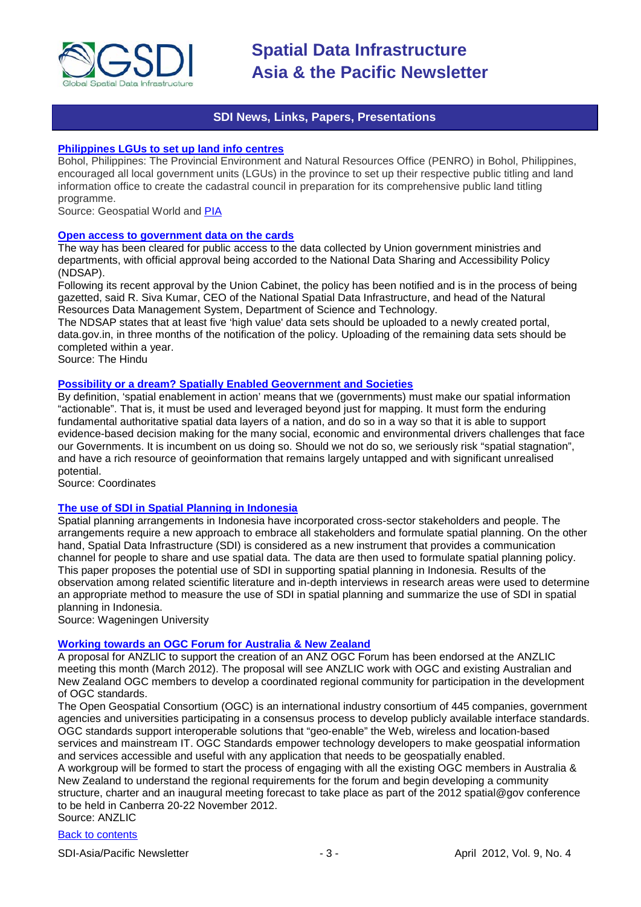## SDI News, Links, Papers, Presentations

### Philippines LGUs to set up land info centres

Bohol, Philippines: The Provincial Environment and Natural Resources Office (PENRO) in Bohol, Philippines, encouraged all local government units (LGUs) in the province to set up their respective public titling and land information office to create the cadastral council in preparation for its comprehensive public land titling programme.

Source: Geospatial World and PIA

### Open access to government data on the cards

The way has been cleared for public access to the data collected by Union government ministries and departments, with official approval being accorded to the National Data Sharing and Accessibility Policy (NDSAP).

Following its recent approval by the Union Cabinet, the policy has been notified and is in the process of being gazetted, said R. Siva Kumar, CEO of the National Spatial Data Infrastructure, and head of the Natural Resources Data Management System, Department of Science and Technology.

The NDSAP states that at least five 'high value' data sets should be uploaded to a newly created portal, data.gov.in, in three months of the notification of the policy. Uploading of the remaining data sets should be completed within a year.

Source: The Hindu

### Possibility or a dream? Spatially Enabled Geovernment and Societies

By definition, 'spatial enablement in action' means that we (governments) must make our spatial information "actionable". That is, it must be used and leveraged beyond just for mapping. It must form the enduring fundamental authoritative spatial data layers of a nation, and do so in a way so that it is able to support evidence-based decision making for the many social, economic and environmental drivers challenges that face our Governments. It is incumbent on us doing so. Should we not do so, we seriously risk "spatial stagnation", and have a rich resource of geoinformation that remains largely untapped and with significant unrealised potential.

Source: Coordinates

### The use of SDI in Spatial Planning in Indonesia

Spatial planning arrangements in Indonesia have incorporated cross-sector stakeholders and people. The arrangements require a new approach to embrace all stakeholders and formulate spatial planning. On the other hand, Spatial Data Infrastructure (SDI) is considered as a new instrument that provides a communication channel for people to share and use spatial data. The data are then used to formulate spatial planning policy. This paper proposes the potential use of SDI in supporting spatial planning in Indonesia. Results of the observation among related scientific literature and in-depth interviews in research areas were used to determine an appropriate method to measure the use of SDI in spatial planning and summarize the use of SDI in spatial planning in Indonesia.

Source: Wageningen University

### Working towards an OGC Forum for Australia & New Zealand

A proposal for ANZLIC to support the creation of an ANZ OGC Forum has been endorsed at the ANZLIC meeting this month (March 2012). The proposal will see ANZLIC work with OGC and existing Australian and New Zealand OGC members to develop a coordinated regional community for participation in the development of OGC standards.

The Open Geospatial Consortium (OGC) is an international industry consortium of 445 companies, government agencies and universities participating in a consensus process to develop publicly available interface standards. OGC standards support interoperable solutions that "geo-enable" the Web, wireless and location-based services and mainstream IT. OGC Standards empower technology developers to make geospatial information and services accessible and useful with any application that needs to be geospatially enabled.

A workgroup will be formed to start the process of engaging with all the existing OGC members in Australia & New Zealand to understand the regional requirements for the forum and begin developing a community structure, charter and an inaugural meeting forecast to take place as part of the 2012 spatial@gov conference to be held in Canberra 20-22 November 2012.

Source: ANZLIC

Back to contents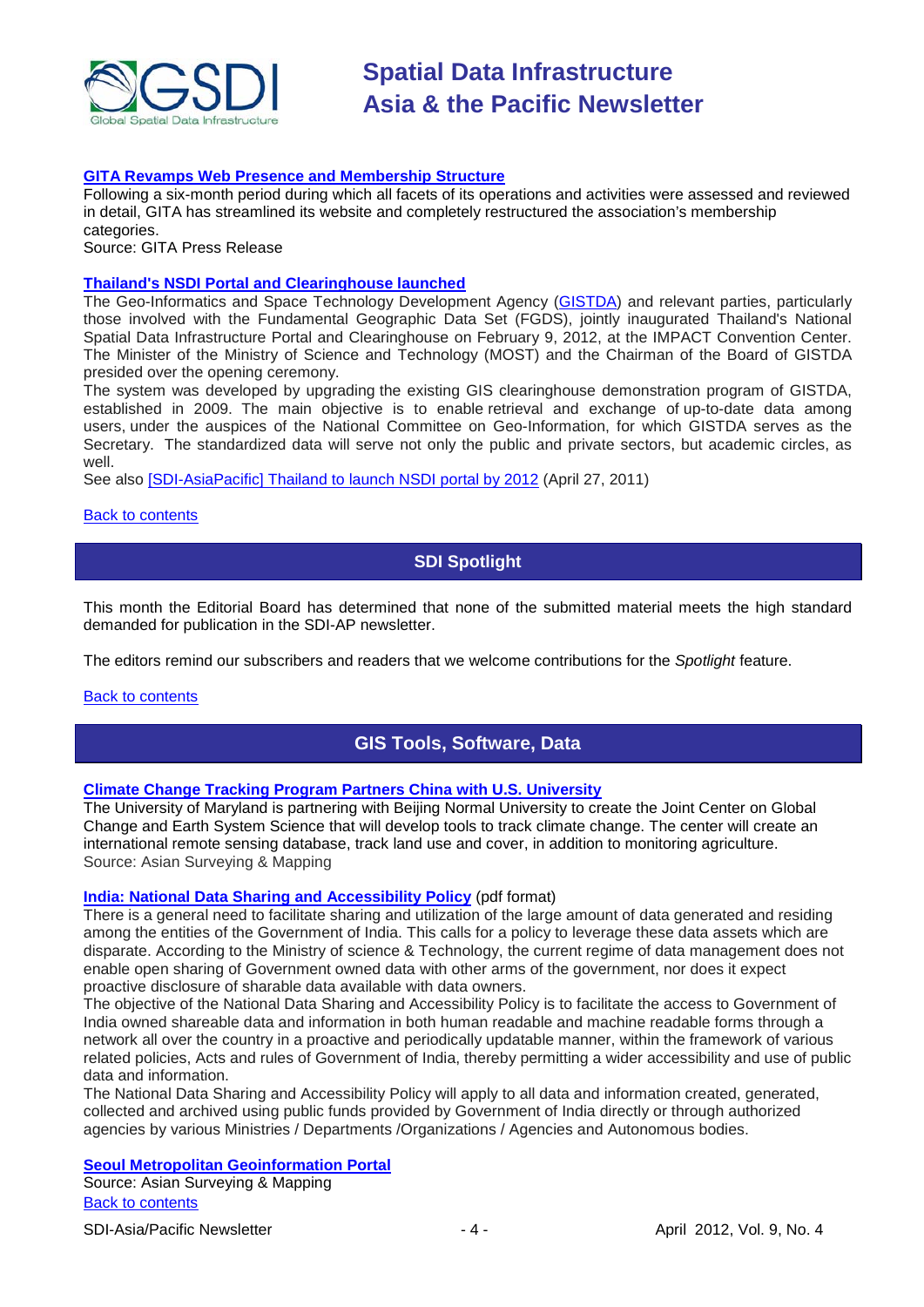**GITA Revamps Web Presence and Membership Structure**

Following a six-month period during which all facets of its operations and activities were assessed and reviewed in detail, GITA has streamlined its website and completely restructured the association's membership categories.

Source: GITA Press Release

**Thailand's NSDI Portal and Clearinghouse launched**

The Geo-Informatics and Space Technology Development Agency (GISTDA) and relevant parties, particularly those involved with the Fundamental Geographic Data Set (FGDS), jointly inaugurated Thailand's National Spatial Data Infrastructure Portal and Clearinghouse on February 9, 2012, at the IMPACT Convention Center. The Minister of the Ministry of Science and Technology (MOST) and the Chairman of the Board of GISTDA presided over the opening ceremony.

The system was developed by upgrading the existing GIS clearinghouse demonstration program of GISTDA, established in 2009. The main objective is to enable retrieval and exchange of up-to-date data among users, under the auspices of the National Committee on Geo-Information, for which GISTDA serves as the Secretary. The standardized data will serve not only the public and private sectors, but academic circles, as well.

See also [SDI-AsiaPacific] Thailand to launch NSDI portal by 2012 (April 27, 2011)

Back to contents

## SDI Spotlight

This month the Editorial Board has determined that none of the submitted material meets the high standard demanded for publication in the SDI-AP newsletter.

The editors remind our subscribers and readers that we welcome contributions for the *Spotlight* feature.

Back to contents

## GIS Tools, Software, Data

**Climate Change Tracking Program Partners China with U.S. University**

The University of Maryland is partnering with Beijing Normal University to create the Joint Center on Global Change and Earth System Science that will develop tools to track climate change. The center will create an international remote sensing database, track land use and cover, in addition to monitoring agriculture.

Source: Asian Surveying & Mapping

**India: National Data Sharing and Accessibility Policy** (pdf format)

There is a general need to facilitate sharing and utilization of the large amount of data generated and residing among the entities of the Government of India. This calls for a policy to leverage these data assets which are disparate. According to the Ministry of science & Technology, the current regime of data management does not enable open sharing of Government owned data with other arms of the government, nor does it expect proactive disclosure of sharable data available with data owners.

The objective of the National Data Sharing and Accessibility Policy is to facilitate the access to Government of India owned shareable data and information in both human readable and machine readable forms through a network all over the country in a proactive and periodically updatable manner, within the framework of various related policies, Acts and rules of Government of India, thereby permitting a wider accessibility and use of public data and information.

The National Data Sharing and Accessibility Policy will apply to all data and information created, generated, collected and archived using public funds provided by Government of India directly or through authorized agencies by various Ministries / Departments /Organizations / Agencies and Autonomous bodies.

**Seoul Metropolitan Geoinformation Portal**

Source: Asian Surveying & Mapping

Back to contents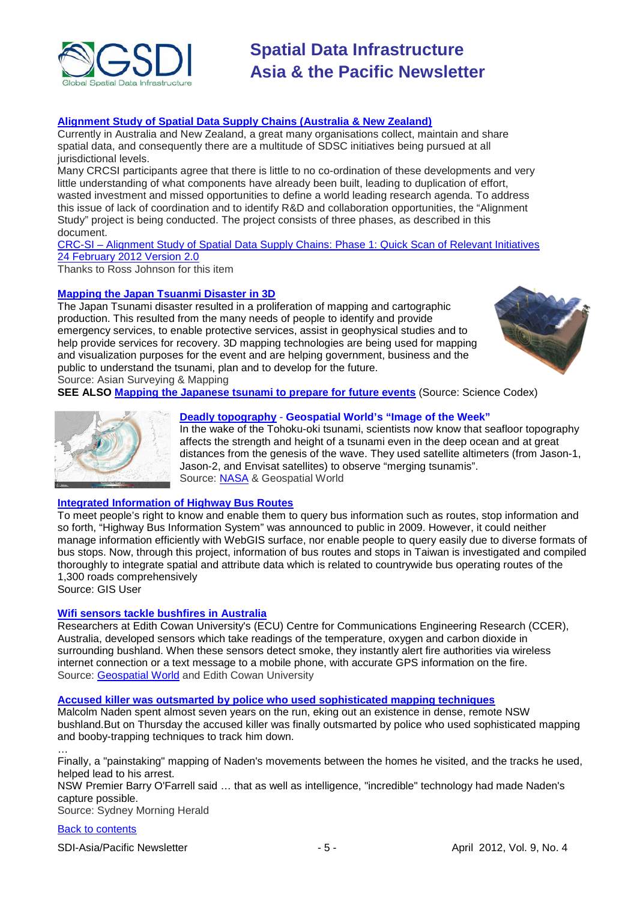### Alignment Study of Spatial Data Supply Chains (Australia & New Zealand)

Currently in Australia and New Zealand, a great many organisations collect, maintain and share spatial data, and consequently there are a multitude of SDSC initiatives being pursued at all jurisdictional levels.

Many CRCSI participants agree that there is little to no co-ordination of these developments and very little understanding of what components have already been built, leading to duplication of effort, wasted investment and missed opportunities to define a world leading research agenda. To address this issue of lack of coordination and to identify R&D and collaboration opportunities, the "Alignment Study" project is being conducted. The project consists of three phases, as described in this document.

CRC-SI – Alignment Study of Spatial Data Supply Chains: Phase 1: Quick Scan of Relevant Initiatives 24 February 2012 Version 2.0

Thanks to Ross Johnson for this item

### Mapping the Japan Tsuanmi Disaster in 3D

The Japan Tsunami disaster resulted in a proliferation of mapping and cartographic production. This resulted from the many needs of people to identify and provide emergency services, to enable protective services, assist in geophysical studies and to help provide services for recovery. 3D mapping technologies are being used for mapping and visualization purposes for the event and are helping government, business and the public to understand the tsunami, plan and to develop for the future.

Source: Asian Surveying & Mapping

**SEE ALSO** **Mapping the Japanese tsunami to prepare for future events** (Source: Science Codex)

### Deadly topography - Geospatial World's "Image of the Week"

In the wake of the Tohoku-oki tsunami, scientists now know that seafloor topography affects the strength and height of a tsunami even in the deep ocean and at great distances from the genesis of the wave. They used satellite altimeters (from Jason-1, Jason-2, and Envisat satellites) to observe "merging tsunamis".

Source: NASA & Geospatial World

### Integrated Information of Highway Bus Routes

To meet people's right to know and enable them to query bus information such as routes, stop information and so forth, "Highway Bus Information System" was announced to public in 2009. However, it could neither manage information efficiently with WebGIS surface, nor enable people to query easily due to diverse formats of bus stops. Now, through this project, information of bus routes and stops in Taiwan is investigated and compiled thoroughly to integrate spatial and attribute data which is related to countrywide bus operating routes of the 1,300 roads comprehensively

Source: GIS User

### Wifi sensors tackle bushfires in Australia

Researchers at Edith Cowan University's (ECU) Centre for Communications Engineering Research (CCER), Australia, developed sensors which take readings of the temperature, oxygen and carbon dioxide in surrounding bushland. When these sensors detect smoke, they instantly alert fire authorities via wireless internet connection or a text message to a mobile phone, with accurate GPS information on the fire.

Source: Geospatial World and Edith Cowan University

### Accused killer was outsmarted by police who used sophisticated mapping techniques

Malcolm Naden spent almost seven years on the run, eking out an existence in dense, remote NSW bushland.But on Thursday the accused killer was finally outsmarted by police who used sophisticated mapping and booby-trapping techniques to track him down.

…

Finally, a "painstaking" mapping of Naden's movements between the homes he visited, and the tracks he used, helped lead to his arrest.

NSW Premier Barry O'Farrell said … that as well as intelligence, "incredible" technology had made Naden's capture possible.

Source: Sydney Morning Herald

Back to contents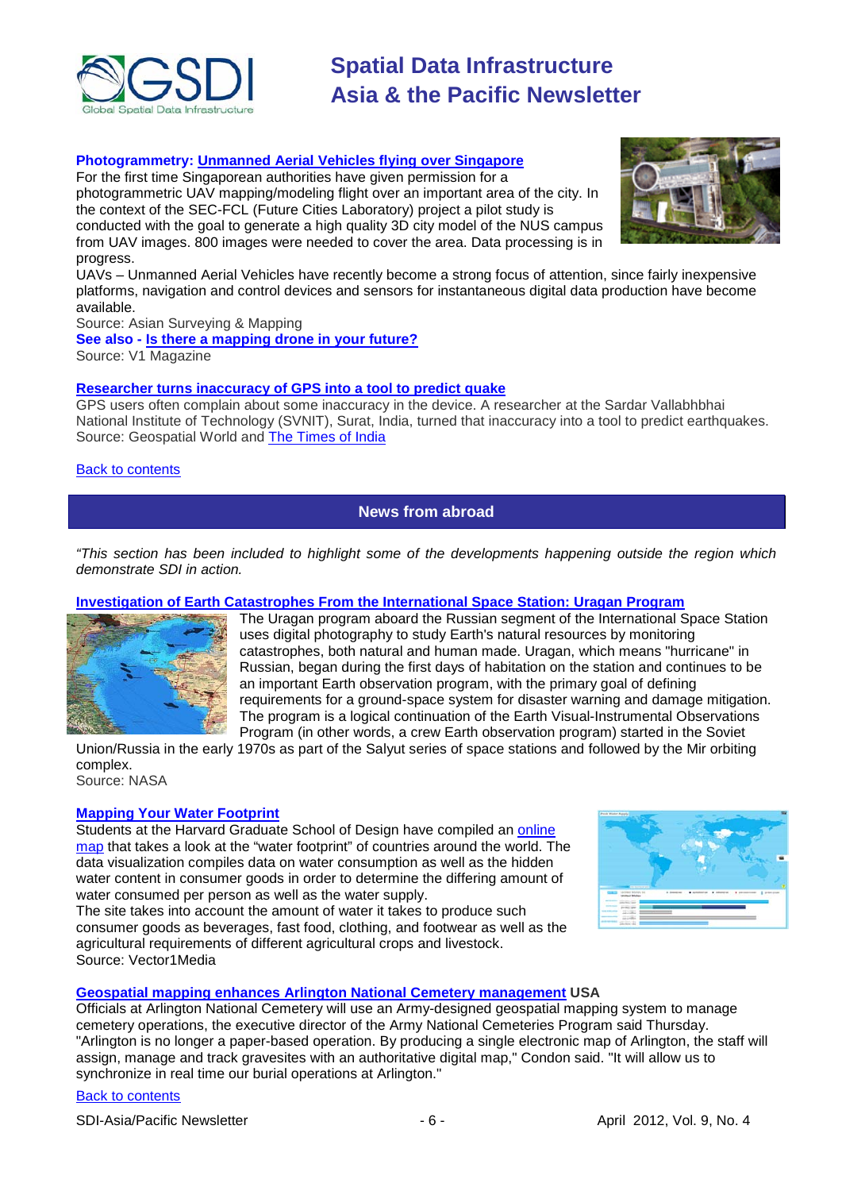**Photogrammetry: Unmanned Aerial Vehicles flying over Singapore**

For the first time Singaporean authorities have given permission for a photogrammetric UAV mapping/modeling flight over an important area of the city. In the context of the SEC-FCL (Future Cities Laboratory) project a pilot study is conducted with the goal to generate a high quality 3D city model of the NUS campus from UAV images. 800 images were needed to cover the area. Data processing is in progress.

UAVs – Unmanned Aerial Vehicles have recently become a strong focus of attention, since fairly inexpensive platforms, navigation and control devices and sensors for instantaneous digital data production have become available.

Source: Asian Surveying & Mapping

**See also - Is there a mapping drone in your future?**

Source: V1 Magazine

**Researcher turns inaccuracy of GPS into a tool to predict quake**

GPS users often complain about some inaccuracy in the device. A researcher at the Sardar Vallabhbhai National Institute of Technology (SVNIT), Surat, India, turned that inaccuracy into a tool to predict earthquakes.

Source: Geospatial World and The Times of India

Back to contents

## News from abroad

*"This section has been included to highlight some of the developments happening outside the region which demonstrate SDI in action.*

**Investigation of Earth Catastrophes From the International Space Station: Uragan Program**

The Uragan program aboard the Russian segment of the International Space Station uses digital photography to study Earth's natural resources by monitoring catastrophes, both natural and human made. Uragan, which means "hurricane" in Russian, began during the first days of habitation on the station and continues to be an important Earth observation program, with the primary goal of defining requirements for a ground-space system for disaster warning and damage mitigation. The program is a logical continuation of the Earth Visual-Instrumental Observations Program (in other words, a crew Earth observation program) started in the Soviet Union/Russia in the early 1970s as part of the Salyut series of space stations and followed by the Mir orbiting complex.

Source: NASA

**Mapping Your Water Footprint**

Students at the Harvard Graduate School of Design have compiled an online map that takes a look at the "water footprint" of countries around the world. The data visualization compiles data on water consumption as well as the hidden water content in consumer goods in order to determine the differing amount of water consumed per person as well as the water supply.

The site takes into account the amount of water it takes to produce such consumer goods as beverages, fast food, clothing, and footwear as well as the agricultural requirements of different agricultural crops and livestock.

Source: Vector1Media

**Geospatial mapping enhances Arlington National Cemetery management USA**

Officials at Arlington National Cemetery will use an Army-designed geospatial mapping system to manage cemetery operations, the executive director of the Army National Cemeteries Program said Thursday. "Arlington is no longer a paper-based operation. By producing a single electronic map of Arlington, the staff will assign, manage and track gravesites with an authoritative digital map," Condon said. "It will allow us to synchronize in real time our burial operations at Arlington."

Back to contents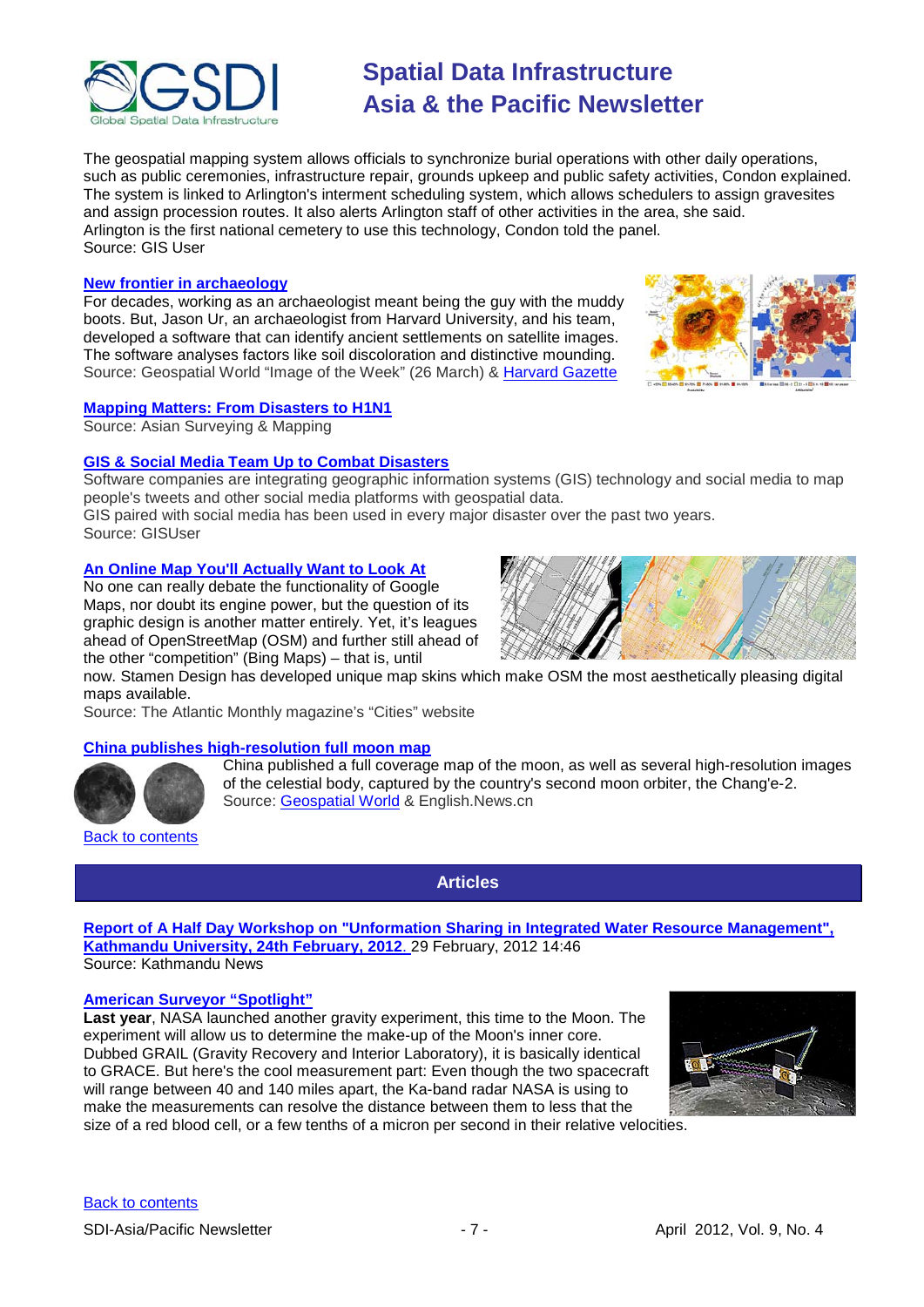The geospatial mapping system allows officials to synchronize burial operations with other daily operations, such as public ceremonies, infrastructure repair, grounds upkeep and public safety activities, Condon explained. The system is linked to Arlington's interment scheduling system, which allows schedulers to assign gravesites and assign procession routes. It also alerts Arlington staff of other activities in the area, she said.
Arlington is the first national cemetery to use this technology, Condon told the panel.
Source: GIS User

**New frontier in archaeology**

For decades, working as an archaeologist meant being the guy with the muddy boots. But, Jason Ur, an archaeologist from Harvard University, and his team, developed a software that can identify ancient settlements on satellite images. The software analyses factors like soil discoloration and distinctive mounding.
Source: Geospatial World "Image of the Week" (26 March) & Harvard Gazette

**Mapping Matters: From Disasters to H1N1**

Source: Asian Surveying & Mapping

**GIS & Social Media Team Up to Combat Disasters**

Software companies are integrating geographic information systems (GIS) technology and social media to map people's tweets and other social media platforms with geospatial data.
GIS paired with social media has been used in every major disaster over the past two years.
Source: GISUser

**An Online Map You'll Actually Want to Look At**

No one can really debate the functionality of Google Maps, nor doubt its engine power, but the question of its graphic design is another matter entirely. Yet, it's leagues ahead of OpenStreetMap (OSM) and further still ahead of the other "competition" (Bing Maps) – that is, until now. Stamen Design has developed unique map skins which make OSM the most aesthetically pleasing digital maps available.
Source: The Atlantic Monthly magazine's "Cities" website

**China publishes high-resolution full moon map**

China published a full coverage map of the moon, as well as several high-resolution images of the celestial body, captured by the country's second moon orbiter, the Chang'e-2.
Source: Geospatial World & English.News.cn

Back to contents

## Articles

**Report of A Half Day Workshop on "Unformation Sharing in Integrated Water Resource Management", Kathmandu University, 24th February, 2012** 29 February, 2012 14:46
Source: Kathmandu News

**American Surveyor "Spotlight"**

**Last year**, NASA launched another gravity experiment, this time to the Moon. The experiment will allow us to determine the make-up of the Moon's inner core. Dubbed GRAIL (Gravity Recovery and Interior Laboratory), it is basically identical to GRACE. But here's the cool measurement part: Even though the two spacecraft will range between 40 and 140 miles apart, the Ka-band radar NASA is using to make the measurements can resolve the distance between them to less that the size of a red blood cell, or a few tenths of a micron per second in their relative velocities.

Back to contents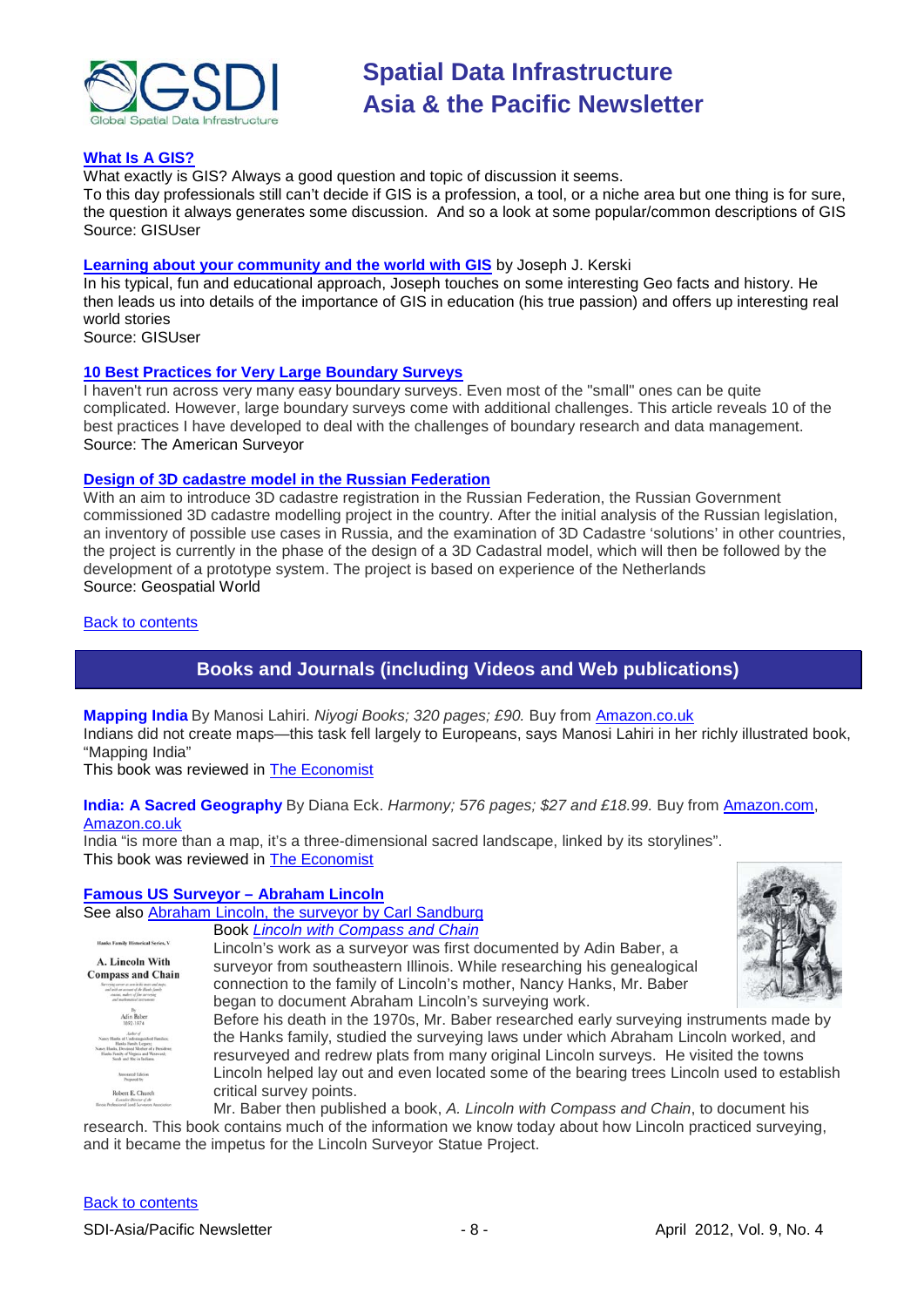**What Is A GIS?**

What exactly is GIS? Always a good question and topic of discussion it seems.
To this day professionals still can't decide if GIS is a profession, a tool, or a niche area but one thing is for sure, the question it always generates some discussion. And so a look at some popular/common descriptions of GIS
Source: GISUser

**Learning about your community and the world with GIS** by Joseph J. Kerski

In his typical, fun and educational approach, Joseph touches on some interesting Geo facts and history. He then leads us into details of the importance of GIS in education (his true passion) and offers up interesting real world stories
Source: GISUser

**10 Best Practices for Very Large Boundary Surveys**

I haven't run across very many easy boundary surveys. Even most of the "small" ones can be quite complicated. However, large boundary surveys come with additional challenges. This article reveals 10 of the best practices I have developed to deal with the challenges of boundary research and data management.
Source: The American Surveyor

**Design of 3D cadastre model in the Russian Federation**

With an aim to introduce 3D cadastre registration in the Russian Federation, the Russian Government commissioned 3D cadastre modelling project in the country. After the initial analysis of the Russian legislation, an inventory of possible use cases in Russia, and the examination of 3D Cadastre 'solutions' in other countries, the project is currently in the phase of the design of a 3D Cadastral model, which will then be followed by the development of a prototype system. The project is based on experience of the Netherlands
Source: Geospatial World

Back to contents

## Books and Journals (including Videos and Web publications)

**Mapping India** By Manosi Lahiri. *Niyogi Books; 320 pages; £90.* Buy from Amazon.co.uk
Indians did not create maps—this task fell largely to Europeans, says Manosi Lahiri in her richly illustrated book, "Mapping India"
This book was reviewed in The Economist

**India: A Sacred Geography** By Diana Eck. *Harmony; 576 pages; $27 and £18.99.* Buy from Amazon.com, Amazon.co.uk
India "is more than a map, it's a three-dimensional sacred landscape, linked by its storylines".
This book was reviewed in The Economist

**Famous US Surveyor – Abraham Lincoln**

See also Abraham Lincoln, the surveyor by Carl Sandburg

Book *Lincoln with Compass and Chain*

Lincoln's work as a surveyor was first documented by Adin Baber, a surveyor from southeastern Illinois. While researching his genealogical connection to the family of Lincoln's mother, Nancy Hanks, Mr. Baber began to document Abraham Lincoln's surveying work.

Before his death in the 1970s, Mr. Baber researched early surveying instruments made by the Hanks family, studied the surveying laws under which Abraham Lincoln worked, and resurveyed and redrew plats from many original Lincoln surveys. He visited the towns Lincoln helped lay out and even located some of the bearing trees Lincoln used to establish critical survey points.

Mr. Baber then published a book, *A. Lincoln with Compass and Chain*, to document his research. This book contains much of the information we know today about how Lincoln practiced surveying, and it became the impetus for the Lincoln Surveyor Statue Project.

Back to contents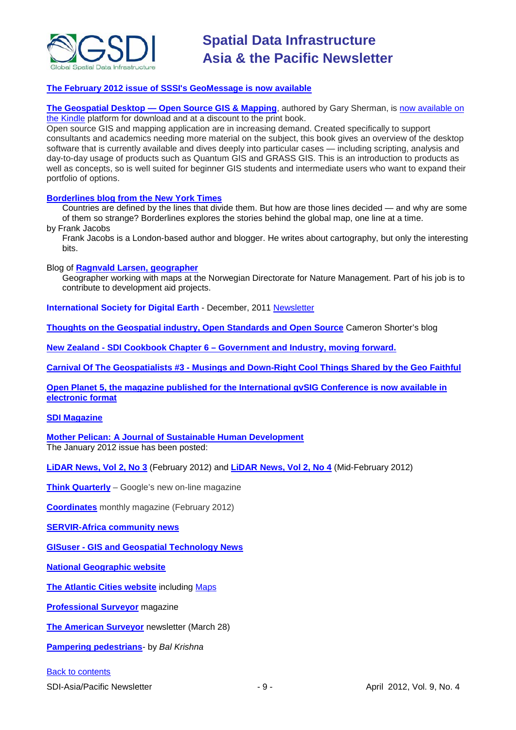**The February 2012 issue of SSSI's GeoMessage is now available**

**The Geospatial Desktop — Open Source GIS & Mapping**, authored by Gary Sherman, is now available on the Kindle platform for download and at a discount to the print book.
Open source GIS and mapping application are in increasing demand. Created specifically to support consultants and academics needing more material on the subject, this book gives an overview of the desktop software that is currently available and dives deeply into particular cases — including scripting, analysis and day-to-day usage of products such as Quantum GIS and GRASS GIS. This is an introduction to products as well as concepts, so is well suited for beginner GIS students and intermediate users who want to expand their portfolio of options.

**Borderlines blog from the New York Times**

> Countries are defined by the lines that divide them. But how are those lines decided — and why are some of them so strange? Borderlines explores the stories behind the global map, one line at a time.

by Frank Jacobs

> Frank Jacobs is a London-based author and blogger. He writes about cartography, but only the interesting bits.

Blog of **Ragnvald Larsen, geographer**

> Geographer working with maps at the Norwegian Directorate for Nature Management. Part of his job is to contribute to development aid projects.

**International Society for Digital Earth** - December, 2011 Newsletter

**Thoughts on the Geospatial industry, Open Standards and Open Source** Cameron Shorter's blog

**New Zealand - SDI Cookbook Chapter 6 – Government and Industry, moving forward.**

**Carnival Of The Geospatialists #3 - Musings and Down-Right Cool Things Shared by the Geo Faithful**

**Open Planet 5, the magazine published for the International gvSIG Conference is now available in electronic format**

**SDI Magazine**

**Mother Pelican: A Journal of Sustainable Human Development**
The January 2012 issue has been posted:

**LiDAR News, Vol 2, No 3** (February 2012) and **LiDAR News, Vol 2, No 4** (Mid-February 2012)

**Think Quarterly** – Google's new on-line magazine

**Coordinates** monthly magazine (February 2012)

**SERVIR-Africa community news**

**GISuser - GIS and Geospatial Technology News**

**National Geographic website**

**The Atlantic Cities website** including Maps

**Professional Surveyor** magazine

**The American Surveyor** newsletter (March 28)

**Pampering pedestrians**- by *Bal Krishna*

Back to contents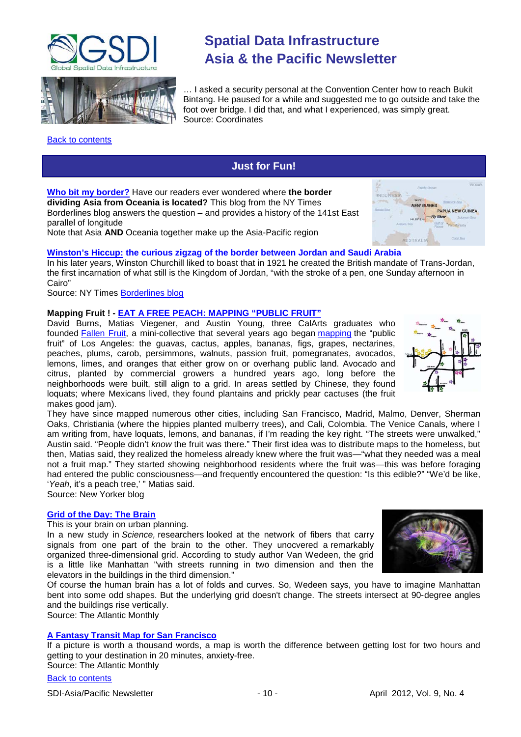… I asked a security personal at the Convention Center how to reach Bukit Bintang. He paused for a while and suggested me to go outside and take the foot over bridge. I did that, and what I experienced, was simply great.
Source: Coordinates

Back to contents

## Just for Fun!

**Who bit my border?** Have our readers ever wondered where **the border dividing Asia from Oceania is located?** This blog from the NY Times Borderlines blog answers the question – and provides a history of the 141st East parallel of longitude
Note that Asia **AND** Oceania together make up the Asia-Pacific region

**Winston's Hiccup: the curious zigzag of the border between Jordan and Saudi Arabia**
In his later years, Winston Churchill liked to boast that in 1921 he created the British mandate of Trans-Jordan, the first incarnation of what still is the Kingdom of Jordan, "with the stroke of a pen, one Sunday afternoon in Cairo"
Source: NY Times Borderlines blog

**Mapping Fruit ! - EAT A FREE PEACH: MAPPING "PUBLIC FRUIT"**
David Burns, Matias Viegener, and Austin Young, three CalArts graduates who founded Fallen Fruit, a mini-collective that several years ago began mapping the "public fruit" of Los Angeles: the guavas, cactus, apples, bananas, figs, grapes, nectarines, peaches, plums, carob, persimmons, walnuts, passion fruit, pomegranates, avocados, lemons, limes, and oranges that either grow on or overhang public land. Avocado and citrus, planted by commercial growers a hundred years ago, long before the neighborhoods were built, still align to a grid. In areas settled by Chinese, they found loquats; where Mexicans lived, they found plantains and prickly pear cactuses (the fruit makes good jam).
They have since mapped numerous other cities, including San Francisco, Madrid, Malmo, Denver, Sherman Oaks, Christiania (where the hippies planted mulberry trees), and Cali, Colombia. The Venice Canals, where I am writing from, have loquats, lemons, and bananas, if I'm reading the key right. "The streets were unwalked," Austin said. "People didn't *know* the fruit was there." Their first idea was to distribute maps to the homeless, but then, Matias said, they realized the homeless already knew where the fruit was—"what they needed was a meal not a fruit map." They started showing neighborhood residents where the fruit was—this was before foraging had entered the public consciousness—and frequently encountered the question: "Is this edible?" "We'd be like, '*Yeah*, it's a peach tree,' " Matias said.
Source: New Yorker blog

**Grid of the Day: The Brain**
This is your brain on urban planning.
In a new study in *Science,* researchers looked at the network of fibers that carry signals from one part of the brain to the other. They unocvered a remarkably organized three-dimensional grid. According to study author Van Wedeen, the grid is a little like Manhattan "with streets running in two dimension and then the elevators in the buildings in the third dimension."
Of course the human brain has a lot of folds and curves. So, Wedeen says, you have to imagine Manhattan bent into some odd shapes. But the underlying grid doesn't change. The streets intersect at 90-degree angles and the buildings rise vertically.
Source: The Atlantic Monthly

**A Fantasy Transit Map for San Francisco**
If a picture is worth a thousand words, a map is worth the difference between getting lost for two hours and getting to your destination in 20 minutes, anxiety-free.
Source: The Atlantic Monthly

Back to contents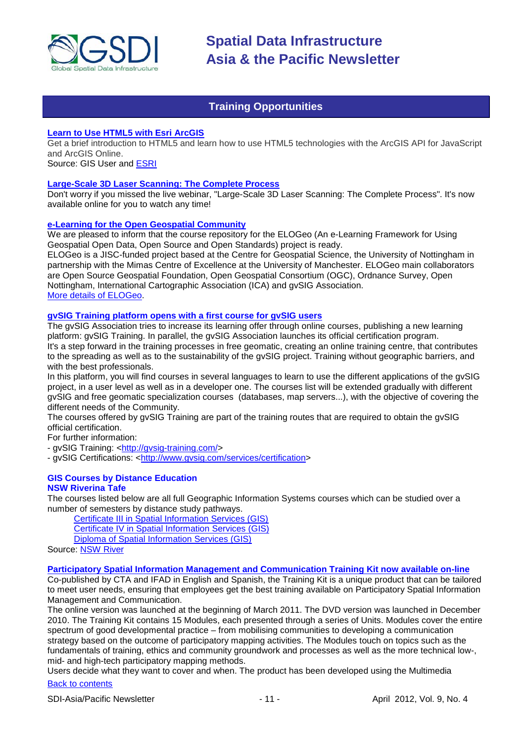## Training Opportunities

**Learn to Use HTML5 with Esri ArcGIS**

Get a brief introduction to HTML5 and learn how to use HTML5 technologies with the ArcGIS API for JavaScript and ArcGIS Online.
Source: GIS User and ESRI

**Large-Scale 3D Laser Scanning: The Complete Process**

Don't worry if you missed the live webinar, "Large-Scale 3D Laser Scanning: The Complete Process". It's now available online for you to watch any time!

**e-Learning for the Open Geospatial Community**

We are pleased to inform that the course repository for the ELOGeo (An e-Learning Framework for Using Geospatial Open Data, Open Source and Open Standards) project is ready.
ELOGeo is a JISC-funded project based at the Centre for Geospatial Science, the University of Nottingham in partnership with the Mimas Centre of Excellence at the University of Manchester. ELOGeo main collaborators are Open Source Geospatial Foundation, Open Geospatial Consortium (OGC), Ordnance Survey, Open Nottingham, International Cartographic Association (ICA) and gvSIG Association.
More details of ELOGeo.

**gvSIG Training platform opens with a first course for gvSIG users**

The gvSIG Association tries to increase its learning offer through online courses, publishing a new learning platform: gvSIG Training. In parallel, the gvSIG Association launches its official certification program.
It's a step forward in the training processes in free geomatic, creating an online training centre, that contributes to the spreading as well as to the sustainability of the gvSIG project. Training without geographic barriers, and with the best professionals.
In this platform, you will find courses in several languages to learn to use the different applications of the gvSIG project, in a user level as well as in a developer one. The courses list will be extended gradually with different gvSIG and free geomatic specialization courses (databases, map servers...), with the objective of covering the different needs of the Community.
The courses offered by gvSIG Training are part of the training routes that are required to obtain the gvSIG official certification.
For further information:
- gvSIG Training: <http://gvsig-training.com/>
- gvSIG Certifications: <http://www.gvsig.com/services/certification>

**GIS Courses by Distance Education**
**NSW Riverina Tafe**

The courses listed below are all full Geographic Information Systems courses which can be studied over a number of semesters by distance study pathways.

- Certificate III in Spatial Information Services (GIS)
- Certificate IV in Spatial Information Services (GIS)
- Diploma of Spatial Information Services (GIS)

Source: NSW River

**Participatory Spatial Information Management and Communication Training Kit now available on-line**

Co-published by CTA and IFAD in English and Spanish, the Training Kit is a unique product that can be tailored to meet user needs, ensuring that employees get the best training available on Participatory Spatial Information Management and Communication.
The online version was launched at the beginning of March 2011. The DVD version was launched in December 2010. The Training Kit contains 15 Modules, each presented through a series of Units. Modules cover the entire spectrum of good developmental practice – from mobilising communities to developing a communication strategy based on the outcome of participatory mapping activities. The Modules touch on topics such as the fundamentals of training, ethics and community groundwork and processes as well as the more technical low-, mid- and high-tech participatory mapping methods.
Users decide what they want to cover and when. The product has been developed using the Multimedia

Back to contents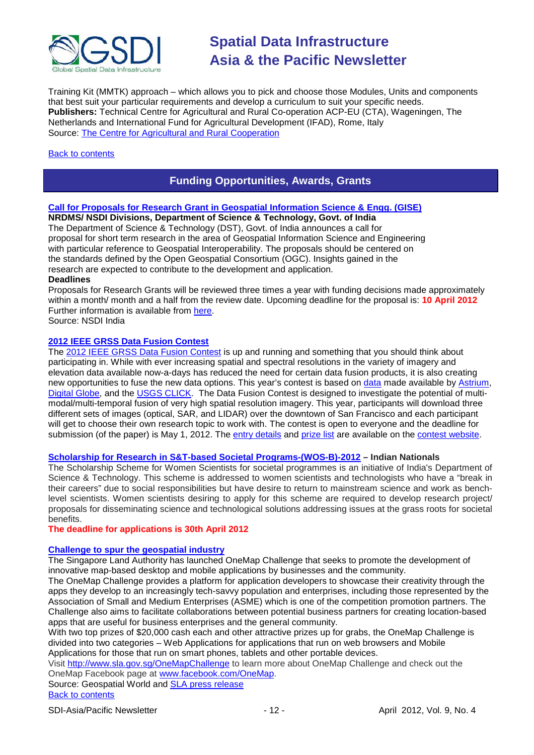Training Kit (MMTK) approach – which allows you to pick and choose those Modules, Units and components that best suit your particular requirements and develop a curriculum to suit your specific needs.
**Publishers:** Technical Centre for Agricultural and Rural Co-operation ACP-EU (CTA), Wageningen, The Netherlands and International Fund for Agricultural Development (IFAD), Rome, Italy
Source: The Centre for Agricultural and Rural Cooperation

Back to contents

## Funding Opportunities, Awards, Grants

### Call for Proposals for Research Grant in Geospatial Information Science & Engg. (GISE)

**NRDMS/ NSDI Divisions, Department of Science & Technology, Govt. of India**

The Department of Science & Technology (DST), Govt. of India announces a call for proposal for short term research in the area of Geospatial Information Science and Engineering with particular reference to Geospatial Interoperability. The proposals should be centered on the standards defined by the Open Geospatial Consortium (OGC). Insights gained in the research are expected to contribute to the development and application.

**Deadlines**

Proposals for Research Grants will be reviewed three times a year with funding decisions made approximately within a month/ month and a half from the review date. Upcoming deadline for the proposal is: **10 April 2012**
Further information is available from here.
Source: NSDI India

### 2012 IEEE GRSS Data Fusion Contest

The 2012 IEEE GRSS Data Fusion Contest is up and running and something that you should think about participating in. While with ever increasing spatial and spectral resolutions in the variety of imagery and elevation data available now-a-days has reduced the need for certain data fusion products, it is also creating new opportunities to fuse the new data options. This year's contest is based on data made available by Astrium, Digital Globe, and the USGS CLICK. The Data Fusion Contest is designed to investigate the potential of multi-modal/multi-temporal fusion of very high spatial resolution imagery. This year, participants will download three different sets of images (optical, SAR, and LIDAR) over the downtown of San Francisco and each participant will get to choose their own research topic to work with. The contest is open to everyone and the deadline for submission (of the paper) is May 1, 2012. The entry details and prize list are available on the contest website.

### Scholarship for Research in S&T-based Societal Programs-(WOS-B)-2012 – Indian Nationals

The Scholarship Scheme for Women Scientists for societal programmes is an initiative of India's Department of Science & Technology. This scheme is addressed to women scientists and technologists who have a "break in their careers" due to social responsibilities but have desire to return to mainstream science and work as bench-level scientists. Women scientists desiring to apply for this scheme are required to develop research project/ proposals for disseminating science and technological solutions addressing issues at the grass roots for societal benefits.

**The deadline for applications is 30th April 2012**

### Challenge to spur the geospatial industry

The Singapore Land Authority has launched OneMap Challenge that seeks to promote the development of innovative map-based desktop and mobile applications by businesses and the community.

The OneMap Challenge provides a platform for application developers to showcase their creativity through the apps they develop to an increasingly tech-savvy population and enterprises, including those represented by the Association of Small and Medium Enterprises (ASME) which is one of the competition promotion partners. The Challenge also aims to facilitate collaborations between potential business partners for creating location-based apps that are useful for business enterprises and the general community.

With two top prizes of $20,000 cash each and other attractive prizes up for grabs, the OneMap Challenge is divided into two categories – Web Applications for applications that run on web browsers and Mobile Applications for those that run on smart phones, tablets and other portable devices.

Visit http://www.sla.gov.sg/OneMapChallenge to learn more about OneMap Challenge and check out the OneMap Facebook page at www.facebook.com/OneMap.
Source: Geospatial World and SLA press release
Back to contents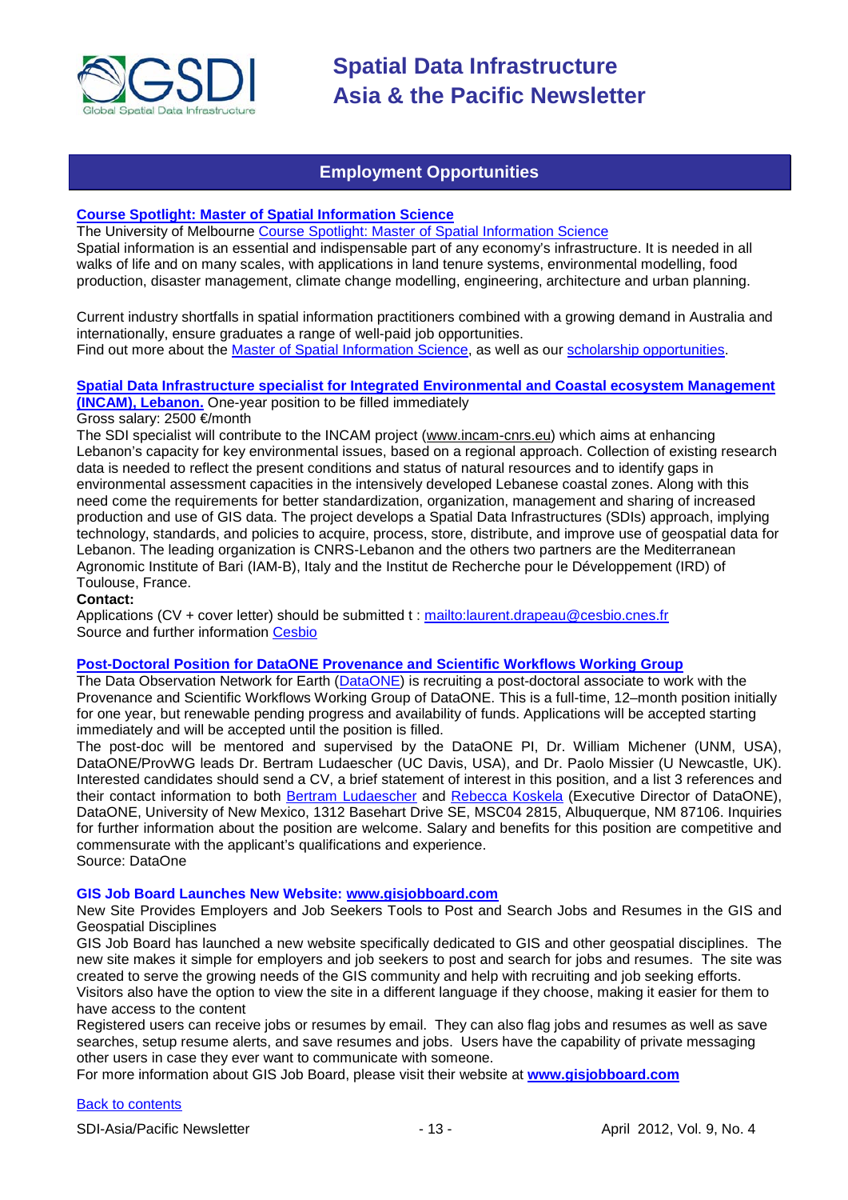## Employment Opportunities

**Course Spotlight: Master of Spatial Information Science**

The University of Melbourne Course Spotlight: Master of Spatial Information Science

Spatial information is an essential and indispensable part of any economy's infrastructure. It is needed in all walks of life and on many scales, with applications in land tenure systems, environmental modelling, food production, disaster management, climate change modelling, engineering, architecture and urban planning.

Current industry shortfalls in spatial information practitioners combined with a growing demand in Australia and internationally, ensure graduates a range of well-paid job opportunities.

Find out more about the Master of Spatial Information Science, as well as our scholarship opportunities.

**Spatial Data Infrastructure specialist for Integrated Environmental and Coastal ecosystem Management (INCAM), Lebanon.** One-year position to be filled immediately

Gross salary: 2500 €/month

The SDI specialist will contribute to the INCAM project (www.incam-cnrs.eu) which aims at enhancing Lebanon's capacity for key environmental issues, based on a regional approach. Collection of existing research data is needed to reflect the present conditions and status of natural resources and to identify gaps in environmental assessment capacities in the intensively developed Lebanese coastal zones. Along with this need come the requirements for better standardization, organization, management and sharing of increased production and use of GIS data. The project develops a Spatial Data Infrastructures (SDIs) approach, implying technology, standards, and policies to acquire, process, store, distribute, and improve use of geospatial data for Lebanon. The leading organization is CNRS-Lebanon and the others two partners are the Mediterranean Agronomic Institute of Bari (IAM-B), Italy and the Institut de Recherche pour le Développement (IRD) of Toulouse, France.

**Contact:**

Applications (CV + cover letter) should be submitted t : mailto:laurent.drapeau@cesbio.cnes.fr

Source and further information Cesbio

**Post-Doctoral Position for DataONE Provenance and Scientific Workflows Working Group**

The Data Observation Network for Earth (DataONE) is recruiting a post-doctoral associate to work with the Provenance and Scientific Workflows Working Group of DataONE. This is a full-time, 12–month position initially for one year, but renewable pending progress and availability of funds. Applications will be accepted starting immediately and will be accepted until the position is filled.

The post-doc will be mentored and supervised by the DataONE PI, Dr. William Michener (UNM, USA), DataONE/ProvWG leads Dr. Bertram Ludaescher (UC Davis, USA), and Dr. Paolo Missier (U Newcastle, UK). Interested candidates should send a CV, a brief statement of interest in this position, and a list 3 references and their contact information to both Bertram Ludaescher and Rebecca Koskela (Executive Director of DataONE), DataONE, University of New Mexico, 1312 Basehart Drive SE, MSC04 2815, Albuquerque, NM 87106. Inquiries for further information about the position are welcome. Salary and benefits for this position are competitive and commensurate with the applicant's qualifications and experience.

Source: DataOne

**GIS Job Board Launches New Website: www.gisjobboard.com**

New Site Provides Employers and Job Seekers Tools to Post and Search Jobs and Resumes in the GIS and Geospatial Disciplines

GIS Job Board has launched a new website specifically dedicated to GIS and other geospatial disciplines. The new site makes it simple for employers and job seekers to post and search for jobs and resumes. The site was created to serve the growing needs of the GIS community and help with recruiting and job seeking efforts.

Visitors also have the option to view the site in a different language if they choose, making it easier for them to have access to the content

Registered users can receive jobs or resumes by email. They can also flag jobs and resumes as well as save searches, setup resume alerts, and save resumes and jobs. Users have the capability of private messaging other users in case they ever want to communicate with someone.

For more information about GIS Job Board, please visit their website at **www.gisjobboard.com**

Back to contents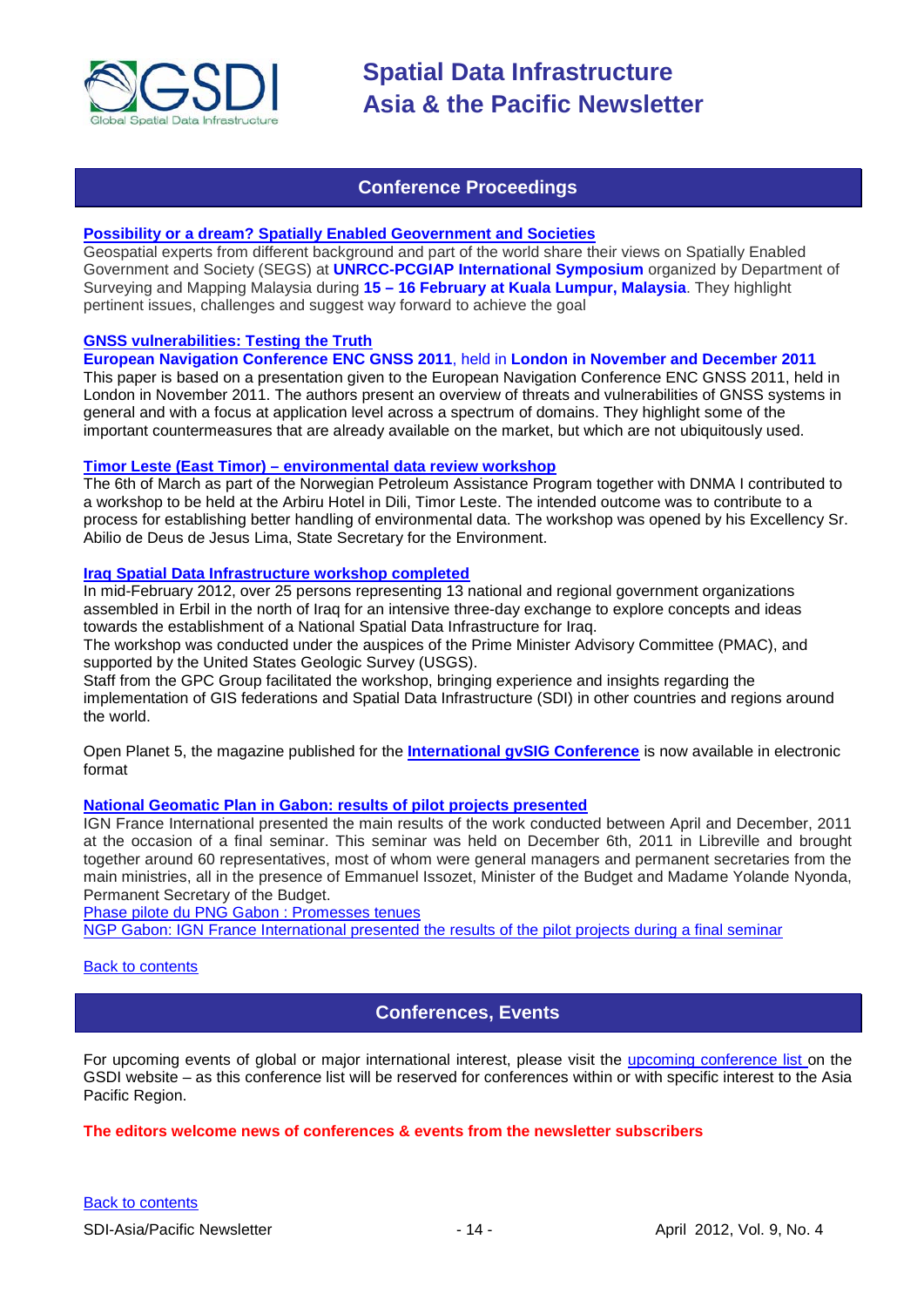## Conference Proceedings

**Possibility or a dream? Spatially Enabled Geovernment and Societies**

Geospatial experts from different background and part of the world share their views on Spatially Enabled Government and Society (SEGS) at **UNRCC-PCGIAP International Symposium** organized by Department of Surveying and Mapping Malaysia during **15 – 16 February at Kuala Lumpur, Malaysia**. They highlight pertinent issues, challenges and suggest way forward to achieve the goal

**GNSS vulnerabilities: Testing the Truth**

**European Navigation Conference ENC GNSS 2011**, held in **London in November and December 2011**

This paper is based on a presentation given to the European Navigation Conference ENC GNSS 2011, held in London in November 2011. The authors present an overview of threats and vulnerabilities of GNSS systems in general and with a focus at application level across a spectrum of domains. They highlight some of the important countermeasures that are already available on the market, but which are not ubiquitously used.

**Timor Leste (East Timor) – environmental data review workshop**

The 6th of March as part of the Norwegian Petroleum Assistance Program together with DNMA I contributed to a workshop to be held at the Arbiru Hotel in Dili, Timor Leste. The intended outcome was to contribute to a process for establishing better handling of environmental data. The workshop was opened by his Excellency Sr. Abilio de Deus de Jesus Lima, State Secretary for the Environment.

**Iraq Spatial Data Infrastructure workshop completed**

In mid-February 2012, over 25 persons representing 13 national and regional government organizations assembled in Erbil in the north of Iraq for an intensive three-day exchange to explore concepts and ideas towards the establishment of a National Spatial Data Infrastructure for Iraq.

The workshop was conducted under the auspices of the Prime Minister Advisory Committee (PMAC), and supported by the United States Geologic Survey (USGS).

Staff from the GPC Group facilitated the workshop, bringing experience and insights regarding the implementation of GIS federations and Spatial Data Infrastructure (SDI) in other countries and regions around the world.

Open Planet 5, the magazine published for the **International gvSIG Conference** is now available in electronic format

**National Geomatic Plan in Gabon: results of pilot projects presented**

IGN France International presented the main results of the work conducted between April and December, 2011 at the occasion of a final seminar. This seminar was held on December 6th, 2011 in Libreville and brought together around 60 representatives, most of whom were general managers and permanent secretaries from the main ministries, all in the presence of Emmanuel Issozet, Minister of the Budget and Madame Yolande Nyonda, Permanent Secretary of the Budget.

Phase pilote du PNG Gabon : Promesses tenues

NGP Gabon: IGN France International presented the results of the pilot projects during a final seminar

Back to contents

## Conferences, Events

For upcoming events of global or major international interest, please visit the upcoming conference list on the GSDI website – as this conference list will be reserved for conferences within or with specific interest to the Asia Pacific Region.

**The editors welcome news of conferences & events from the newsletter subscribers**

Back to contents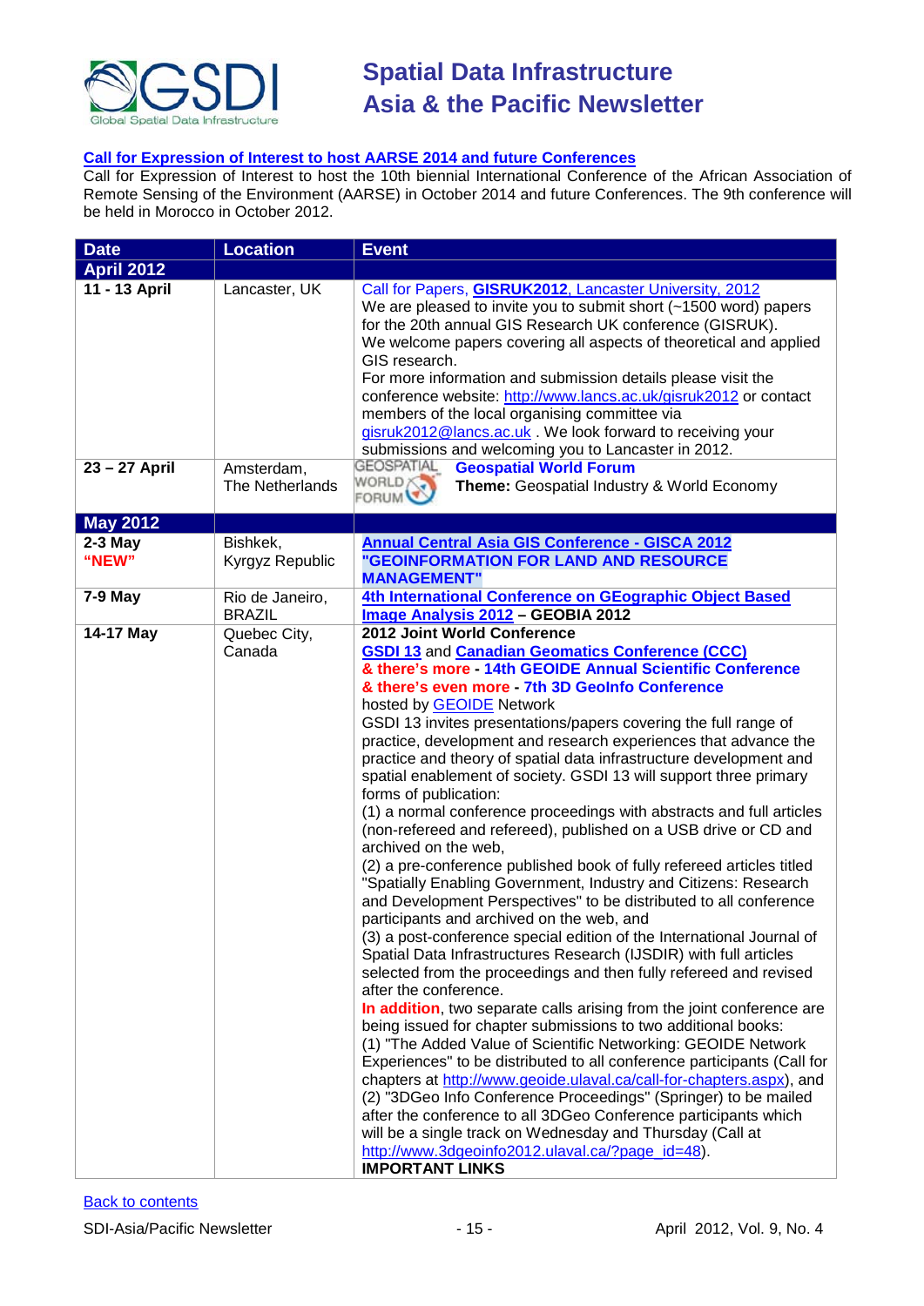**Call for Expression of Interest to host AARSE 2014 and future Conferences**

Call for Expression of Interest to host the 10th biennial International Conference of the African Association of Remote Sensing of the Environment (AARSE) in October 2014 and future Conferences. The 9th conference will be held in Morocco in October 2012.

| Date | Location | Event |
|---|---|---|
| **April 2012** | | |
| **11 - 13 April** | Lancaster, UK | Call for Papers, **GISRUK2012**, Lancaster University, 2012<br>We are pleased to invite you to submit short (~1500 word) papers for the 20th annual GIS Research UK conference (GISRUK).<br>We welcome papers covering all aspects of theoretical and applied GIS research.<br>For more information and submission details please visit the conference website: http://www.lancs.ac.uk/gisruk2012 or contact members of the local organising committee via gisruk2012@lancs.ac.uk . We look forward to receiving your submissions and welcoming you to Lancaster in 2012. |
| **23 – 27 April** | Amsterdam, The Netherlands | GEOSPATIAL WORLD FORUM **Geospatial World Forum**<br>**Theme:** Geospatial Industry & World Economy |
| **May 2012** | | |
| **2-3 May "NEW"** | Bishkek, Kyrgyz Republic | **Annual Central Asia GIS Conference - GISCA 2012 "GEOINFORMATION FOR LAND AND RESOURCE MANAGEMENT"** |
| **7-9 May** | Rio de Janeiro, BRAZIL | **4th International Conference on GEographic Object Based Image Analysis 2012 – GEOBIA 2012** |
| **14-17 May** | Quebec City, Canada | **2012 Joint World Conference**<br>**GSDI 13** and **Canadian Geomatics Conference (CCC)**<br>**& there's more - 14th GEOIDE Annual Scientific Conference**<br>**& there's even more - 7th 3D GeoInfo Conference**<br>hosted by GEOIDE Network<br>GSDI 13 invites presentations/papers covering the full range of practice, development and research experiences that advance the practice and theory of spatial data infrastructure development and spatial enablement of society. GSDI 13 will support three primary forms of publication:<br>(1) a normal conference proceedings with abstracts and full articles (non-refereed and refereed), published on a USB drive or CD and archived on the web,<br>(2) a pre-conference published book of fully refereed articles titled "Spatially Enabling Government, Industry and Citizens: Research and Development Perspectives" to be distributed to all conference participants and archived on the web, and<br>(3) a post-conference special edition of the International Journal of Spatial Data Infrastructures Research (IJSDIR) with full articles selected from the proceedings and then fully refereed and revised after the conference.<br>**In addition**, two separate calls arising from the joint conference are being issued for chapter submissions to two additional books:<br>(1) "The Added Value of Scientific Networking: GEOIDE Network Experiences" to be distributed to all conference participants (Call for chapters at http://www.geoide.ulaval.ca/call-for-chapters.aspx), and<br>(2) "3DGeo Info Conference Proceedings" (Springer) to be mailed after the conference to all 3DGeo Conference participants which will be a single track on Wednesday and Thursday (Call at http://www.3dgeoinfo2012.ulaval.ca/?page_id=48).<br>**IMPORTANT LINKS** |

Back to contents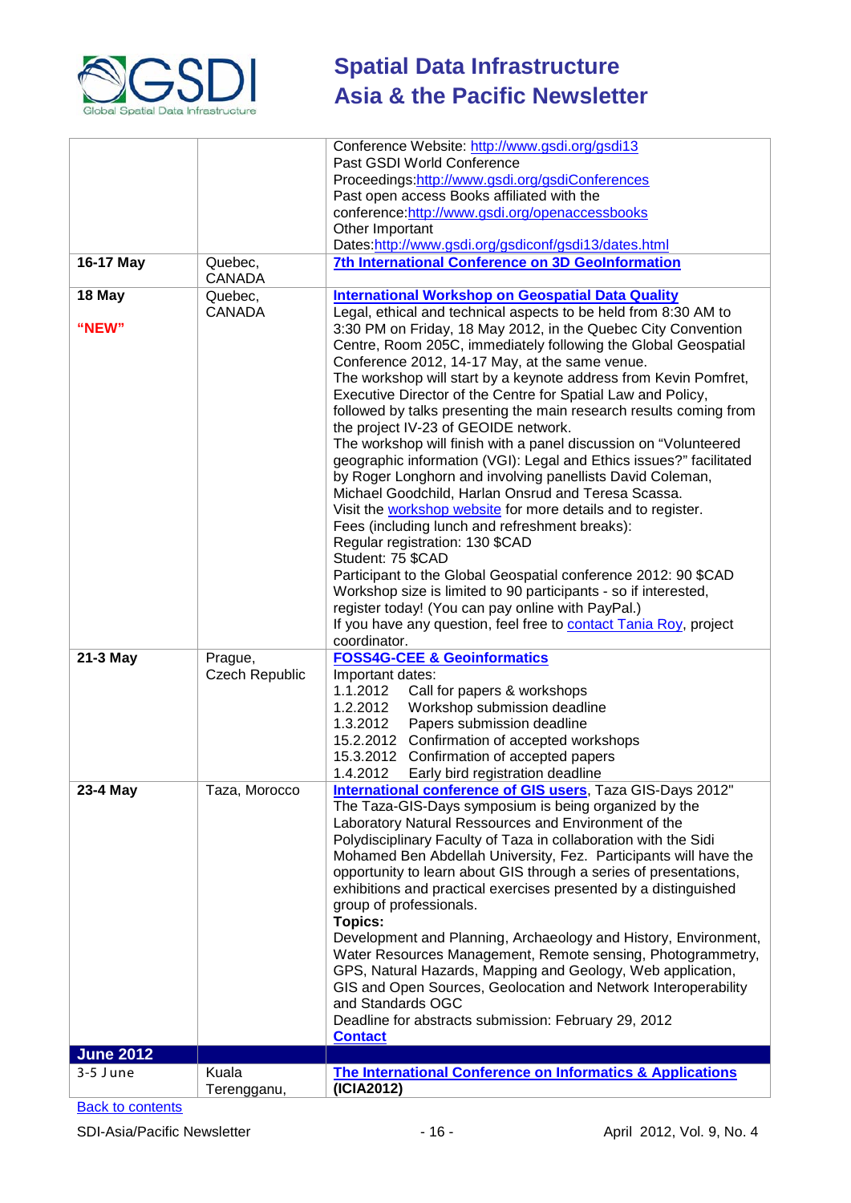| | | |
|---|---|---|
| | | Conference Website: http://www.gsdi.org/gsdi13<br>Past GSDI World Conference Proceedings:http://www.gsdi.org/gsdiConferences<br>Past open access Books affiliated with the conference:http://www.gsdi.org/openaccessbooks<br>Other Important Dates:http://www.gsdi.org/gsdiconf/gsdi13/dates.html |
| **16-17 May** | Quebec, CANADA | **7th International Conference on 3D GeoInformation** |
| **18 May**<br><br>**"NEW"** | Quebec, CANADA | **International Workshop on Geospatial Data Quality**<br>Legal, ethical and technical aspects to be held from 8:30 AM to 3:30 PM on Friday, 18 May 2012, in the Quebec City Convention Centre, Room 205C, immediately following the Global Geospatial Conference 2012, 14-17 May, at the same venue.<br>The workshop will start by a keynote address from Kevin Pomfret, Executive Director of the Centre for Spatial Law and Policy, followed by talks presenting the main research results coming from the project IV-23 of GEOIDE network.<br>The workshop will finish with a panel discussion on "Volunteered geographic information (VGI): Legal and Ethics issues?" facilitated by Roger Longhorn and involving panellists David Coleman, Michael Goodchild, Harlan Onsrud and Teresa Scassa.<br>Visit the workshop website for more details and to register.<br>Fees (including lunch and refreshment breaks):<br>Regular registration: 130 $CAD<br>Student: 75 $CAD<br>Participant to the Global Geospatial conference 2012: 90 $CAD<br>Workshop size is limited to 90 participants - so if interested, register today! (You can pay online with PayPal.)<br>If you have any question, feel free to contact Tania Roy, project coordinator. |
| **21-3 May** | Prague, Czech Republic | **FOSS4G-CEE & Geoinformatics**<br>Important dates:<br>1.1.2012 Call for papers & workshops<br>1.2.2012 Workshop submission deadline<br>1.3.2012 Papers submission deadline<br>15.2.2012 Confirmation of accepted workshops<br>15.3.2012 Confirmation of accepted papers<br>1.4.2012 Early bird registration deadline |
| **23-4 May** | Taza, Morocco | **International conference of GIS users**, Taza GIS-Days 2012"<br>The Taza-GIS-Days symposium is being organized by the Laboratory Natural Ressources and Environment of the Polydisciplinary Faculty of Taza in collaboration with the Sidi Mohamed Ben Abdellah University, Fez. Participants will have the opportunity to learn about GIS through a series of presentations, exhibitions and practical exercises presented by a distinguished group of professionals.<br>**Topics:**<br>Development and Planning, Archaeology and History, Environment, Water Resources Management, Remote sensing, Photogrammetry, GPS, Natural Hazards, Mapping and Geology, Web application, GIS and Open Sources, Geolocation and Network Interoperability and Standards OGC<br>Deadline for abstracts submission: February 29, 2012<br>**Contact** |
| **June 2012** | | |
| 3-5 June | Kuala Terengganu, | **The International Conference on Informatics & Applications (ICIA2012)** |

Back to contents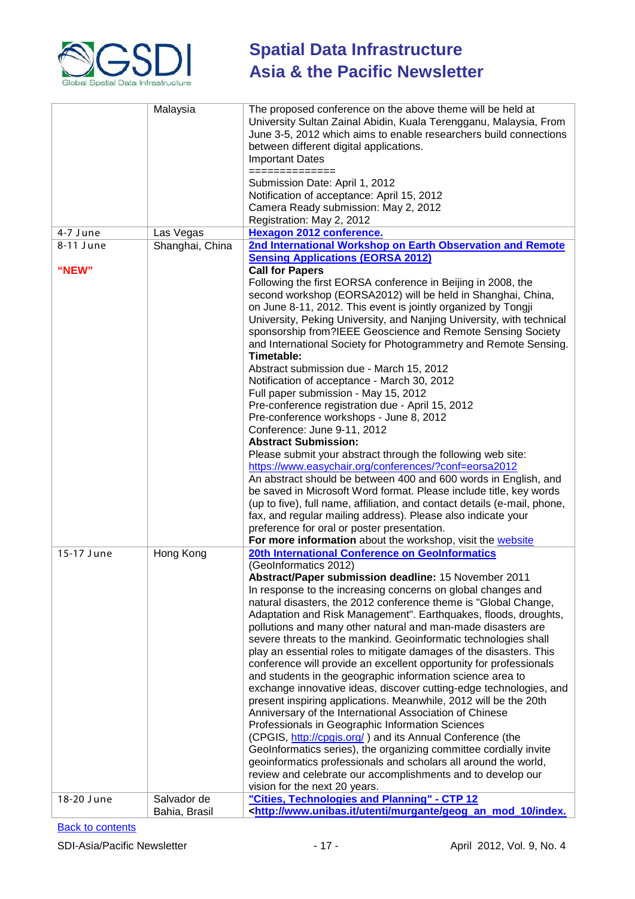| | | |
|---|---|---|
| | Malaysia | The proposed conference on the above theme will be held at University Sultan Zainal Abidin, Kuala Terengganu, Malaysia, From June 3-5, 2012 which aims to enable researchers build connections between different digital applications.<br>Important Dates<br>==============<br>Submission Date: April 1, 2012<br>Notification of acceptance: April 15, 2012<br>Camera Ready submission: May 2, 2012<br>Registration: May 2, 2012 |
| 4-7 June | Las Vegas | **Hexagon 2012 conference.** |
| 8-11 June<br><br>**"NEW"** | Shanghai, China | **2nd International Workshop on Earth Observation and Remote Sensing Applications (EORSA 2012)**<br>**Call for Papers**<br>Following the first EORSA conference in Beijing in 2008, the second workshop (EORSA2012) will be held in Shanghai, China, on June 8-11, 2012. This event is jointly organized by Tongji University, Peking University, and Nanjing University, with technical sponsorship from?IEEE Geoscience and Remote Sensing Society and International Society for Photogrammetry and Remote Sensing.<br>**Timetable:**<br>Abstract submission due - March 15, 2012<br>Notification of acceptance - March 30, 2012<br>Full paper submission - May 15, 2012<br>Pre-conference registration due - April 15, 2012<br>Pre-conference workshops - June 8, 2012<br>Conference: June 9-11, 2012<br>**Abstract Submission:**<br>Please submit your abstract through the following web site:<br>https://www.easychair.org/conferences/?conf=eorsa2012<br>An abstract should be between 400 and 600 words in English, and be saved in Microsoft Word format. Please include title, key words (up to five), full name, affiliation, and contact details (e-mail, phone, fax, and regular mailing address). Please also indicate your preference for oral or poster presentation.<br>**For more information** about the workshop, visit the website |
| 15-17 June | Hong Kong | **20th International Conference on GeoInformatics**<br>(GeoInformatics 2012)<br>**Abstract/Paper submission deadline:** 15 November 2011<br>In response to the increasing concerns on global changes and natural disasters, the 2012 conference theme is "Global Change, Adaptation and Risk Management". Earthquakes, floods, droughts, pollutions and many other natural and man-made disasters are severe threats to the mankind. Geoinformatic technologies shall play an essential roles to mitigate damages of the disasters. This conference will provide an excellent opportunity for professionals and students in the geographic information science area to exchange innovative ideas, discover cutting-edge technologies, and present inspiring applications. Meanwhile, 2012 will be the 20th Anniversary of the International Association of Chinese Professionals in Geographic Information Sciences (CPGIS, http://cpgis.org/ ) and its Annual Conference (the GeoInformatics series), the organizing committee cordially invite geoinformatics professionals and scholars all around the world, review and celebrate our accomplishments and to develop our vision for the next 20 years. |
| 18-20 June | Salvador de Bahia, Brasil | **"Cities, Technologies and Planning" - CTP 12**<br>**<http://www.unibas.it/utenti/murgante/geog_an_mod_10/index.** |

Back to contents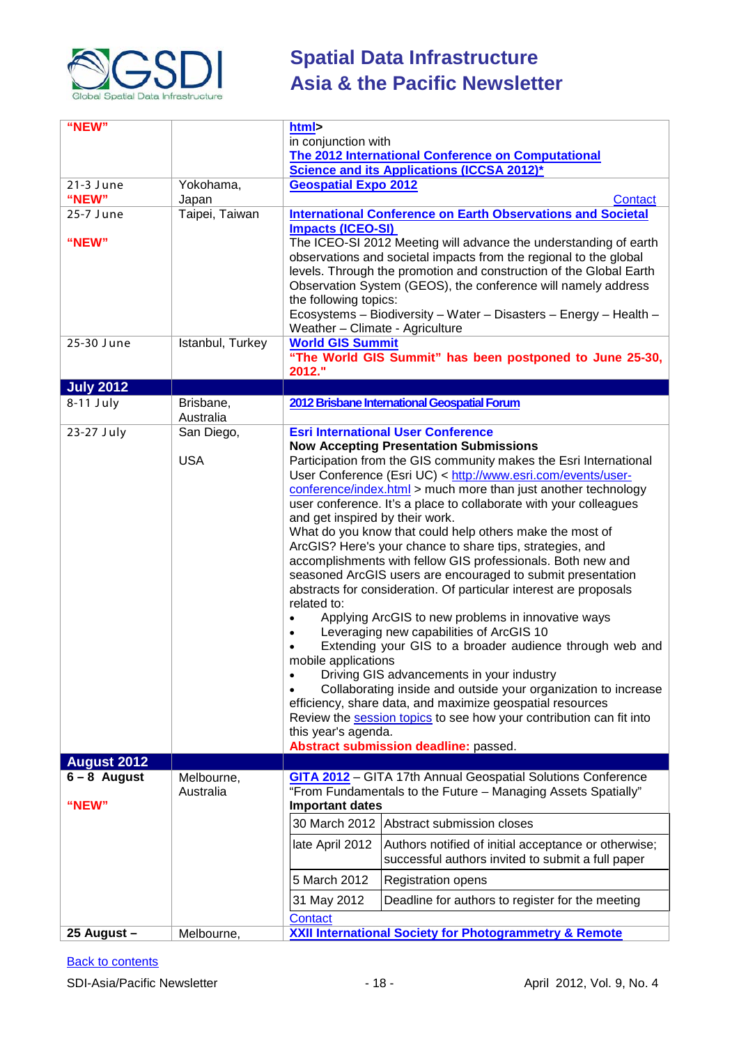| | | |
|---|---|---|
| "NEW" | | html><br>in conjunction with<br>The 2012 International Conference on Computational Science and its Applications (ICCSA 2012)* |
| 21-3 June<br>"NEW" | Yokohama, Japan | Geospatial Expo 2012<br>Contact |
| 25-7 June<br><br>"NEW" | Taipei, Taiwan | **International Conference on Earth Observations and Societal Impacts (ICEO-SI)**<br>The ICEO-SI 2012 Meeting will advance the understanding of earth observations and societal impacts from the regional to the global levels. Through the promotion and construction of the Global Earth Observation System (GEOS), the conference will namely address the following topics:<br>Ecosystems – Biodiversity – Water – Disasters – Energy – Health – Weather – Climate - Agriculture |
| 25-30 June | Istanbul, Turkey | **World GIS Summit**<br>**"The World GIS Summit" has been postponed to June 25-30, 2012."** |
| **July 2012** | | |
| 8-11 July | Brisbane, Australia | **2012 Brisbane International Geospatial Forum** |
| 23-27 July | San Diego,<br><br>USA | **Esri International User Conference**<br>**Now Accepting Presentation Submissions**<br>Participation from the GIS community makes the Esri International User Conference (Esri UC) < http://www.esri.com/events/user-conference/index.html > much more than just another technology user conference. It's a place to collaborate with your colleagues and get inspired by their work.<br>What do you know that could help others make the most of ArcGIS? Here's your chance to share tips, strategies, and accomplishments with fellow GIS professionals. Both new and seasoned ArcGIS users are encouraged to submit presentation abstracts for consideration. Of particular interest are proposals related to:<br>• Applying ArcGIS to new problems in innovative ways<br>• Leveraging new capabilities of ArcGIS 10<br>• Extending your GIS to a broader audience through web and mobile applications<br>• Driving GIS advancements in your industry<br>• Collaborating inside and outside your organization to increase efficiency, share data, and maximize geospatial resources<br>Review the session topics to see how your contribution can fit into this year's agenda.<br>**Abstract submission deadline:** passed. |
| **August 2012** | | |
| **6 – 8 August**<br><br>"NEW" | Melbourne, Australia | **GITA 2012** – GITA 17th Annual Geospatial Solutions Conference<br>"From Fundamentals to the Future – Managing Assets Spatially"<br>**Important dates**<br>30 March 2012 – Abstract submission closes<br>late April 2012 – Authors notified of initial acceptance or otherwise; successful authors invited to submit a full paper<br>5 March 2012 – Registration opens<br>31 May 2012 – Deadline for authors to register for the meeting<br>Contact |
| **25 August –** | Melbourne, | **XXII International Society for Photogrammetry & Remote** |

Back to contents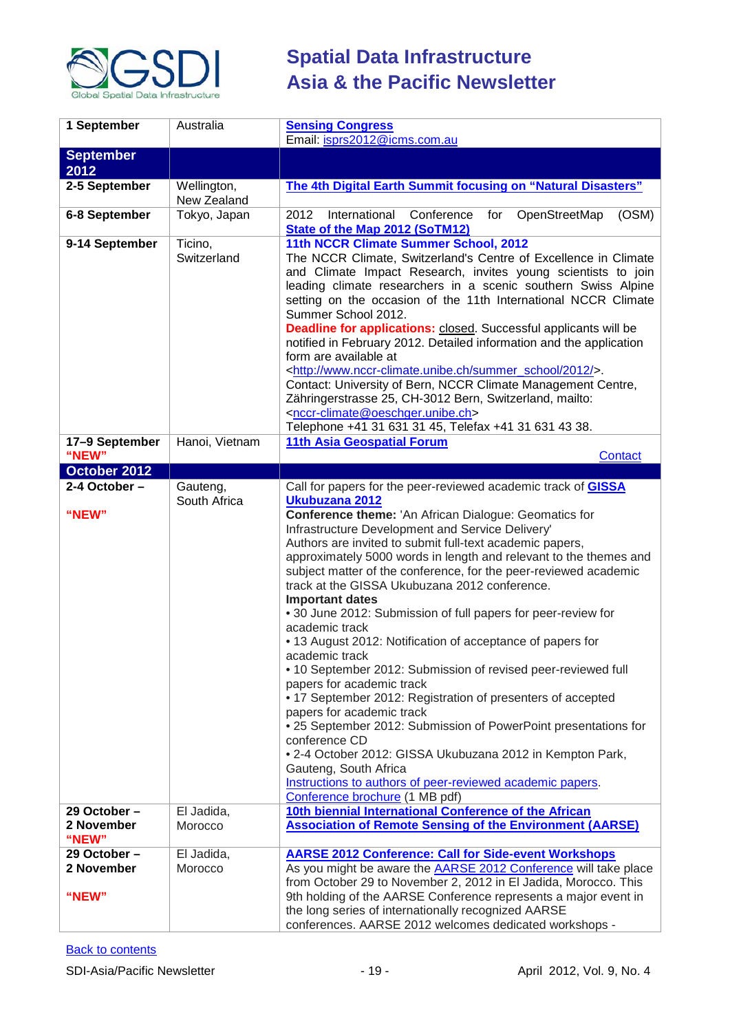| | | |
|---|---|---|
| **1 September** | Australia | **Sensing Congress**<br>Email: isprs2012@icms.com.au |
| **September 2012** | | |
| **2-5 September** | Wellington, New Zealand | **The 4th Digital Earth Summit focusing on "Natural Disasters"** |
| **6-8 September** | Tokyo, Japan | 2012 International Conference for OpenStreetMap (OSM) **State of the Map 2012 (SoTM12)** |
| **9-14 September** | Ticino, Switzerland | **11th NCCR Climate Summer School, 2012**<br>The NCCR Climate, Switzerland's Centre of Excellence in Climate and Climate Impact Research, invites young scientists to join leading climate researchers in a scenic southern Swiss Alpine setting on the occasion of the 11th International NCCR Climate Summer School 2012.<br>**Deadline for applications:** closed. Successful applicants will be notified in February 2012. Detailed information and the application form are available at <http://www.nccr-climate.unibe.ch/summer_school/2012/>.<br>Contact: University of Bern, NCCR Climate Management Centre, Zähringerstrasse 25, CH-3012 Bern, Switzerland, mailto: <nccr-climate@oeschger.unibe.ch><br>Telephone +41 31 631 31 45, Telefax +41 31 631 43 38. |
| **17–9 September "NEW"** | Hanoi, Vietnam | **11th Asia Geospatial Forum**<br>Contact |
| **October 2012** | | |
| **2-4 October – "NEW"** | Gauteng, South Africa | Call for papers for the peer-reviewed academic track of **GISSA Ukubuzana 2012**<br>**Conference theme:** 'An African Dialogue: Geomatics for Infrastructure Development and Service Delivery'<br>Authors are invited to submit full-text academic papers, approximately 5000 words in length and relevant to the themes and subject matter of the conference, for the peer-reviewed academic track at the GISSA Ukubuzana 2012 conference.<br>**Important dates**<br>• 30 June 2012: Submission of full papers for peer-review for academic track<br>• 13 August 2012: Notification of acceptance of papers for academic track<br>• 10 September 2012: Submission of revised peer-reviewed full papers for academic track<br>• 17 September 2012: Registration of presenters of accepted papers for academic track<br>• 25 September 2012: Submission of PowerPoint presentations for conference CD<br>• 2-4 October 2012: GISSA Ukubuzana 2012 in Kempton Park, Gauteng, South Africa<br>Instructions to authors of peer-reviewed academic papers.<br>Conference brochure (1 MB pdf) |
| **29 October – 2 November "NEW"** | El Jadida, Morocco | **10th biennial International Conference of the African Association of Remote Sensing of the Environment (AARSE)** |
| **29 October – 2 November "NEW"** | El Jadida, Morocco | **AARSE 2012 Conference: Call for Side-event Workshops**<br>As you might be aware the AARSE 2012 Conference will take place from October 29 to November 2, 2012 in El Jadida, Morocco. This 9th holding of the AARSE Conference represents a major event in the long series of internationally recognized AARSE conferences. AARSE 2012 welcomes dedicated workshops - |

Back to contents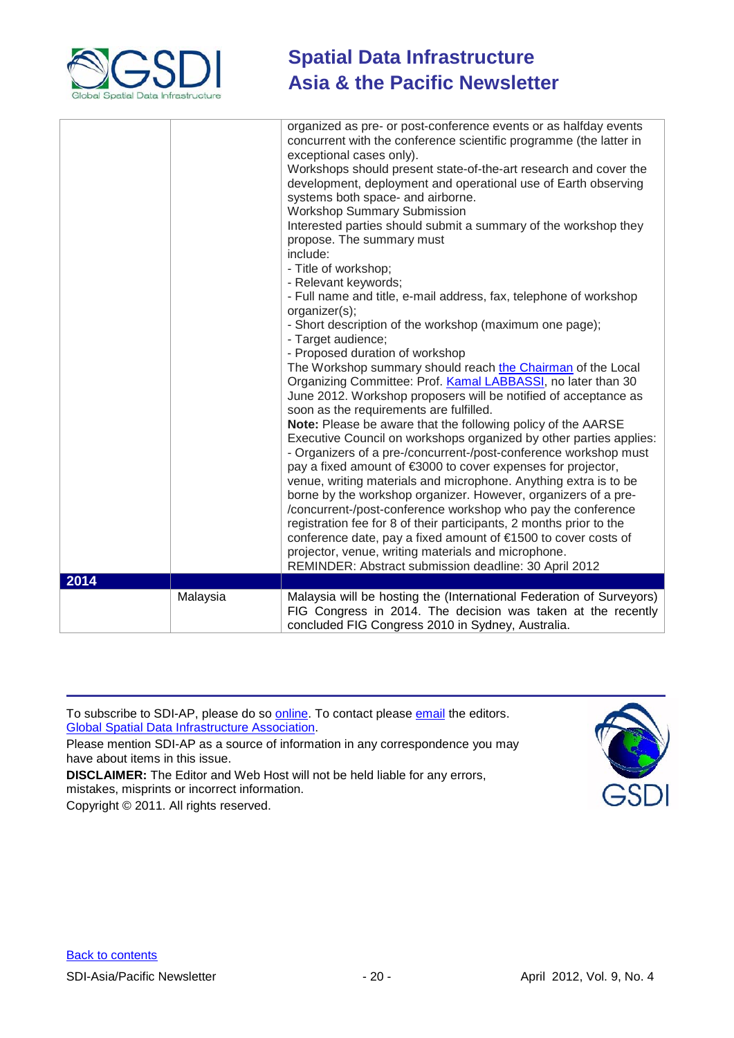| | | |
|---|---|---|
| | | organized as pre- or post-conference events or as halfday events concurrent with the conference scientific programme (the latter in exceptional cases only).<br>Workshops should present state-of-the-art research and cover the development, deployment and operational use of Earth observing systems both space- and airborne.<br>Workshop Summary Submission<br>Interested parties should submit a summary of the workshop they propose. The summary must include:<br>- Title of workshop;<br>- Relevant keywords;<br>- Full name and title, e-mail address, fax, telephone of workshop organizer(s);<br>- Short description of the workshop (maximum one page);<br>- Target audience;<br>- Proposed duration of workshop<br>The Workshop summary should reach the Chairman of the Local Organizing Committee: Prof. Kamal LABBASSI, no later than 30 June 2012. Workshop proposers will be notified of acceptance as soon as the requirements are fulfilled.<br>**Note:** Please be aware that the following policy of the AARSE Executive Council on workshops organized by other parties applies:<br>- Organizers of a pre-/concurrent-/post-conference workshop must pay a fixed amount of €3000 to cover expenses for projector, venue, writing materials and microphone. Anything extra is to be borne by the workshop organizer. However, organizers of a pre-/concurrent-/post-conference workshop who pay the conference registration fee for 8 of their participants, 2 months prior to the conference date, pay a fixed amount of €1500 to cover costs of projector, venue, writing materials and microphone.<br>REMINDER: Abstract submission deadline: 30 April 2012 |
| **2014** | | |
| | Malaysia | Malaysia will be hosting the (International Federation of Surveyors) FIG Congress in 2014. The decision was taken at the recently concluded FIG Congress 2010 in Sydney, Australia. |

To subscribe to SDI-AP, please do so online. To contact please email the editors. Global Spatial Data Infrastructure Association.

Please mention SDI-AP as a source of information in any correspondence you may have about items in this issue.

**DISCLAIMER:** The Editor and Web Host will not be held liable for any errors, mistakes, misprints or incorrect information.

Copyright © 2011. All rights reserved.

Back to contents